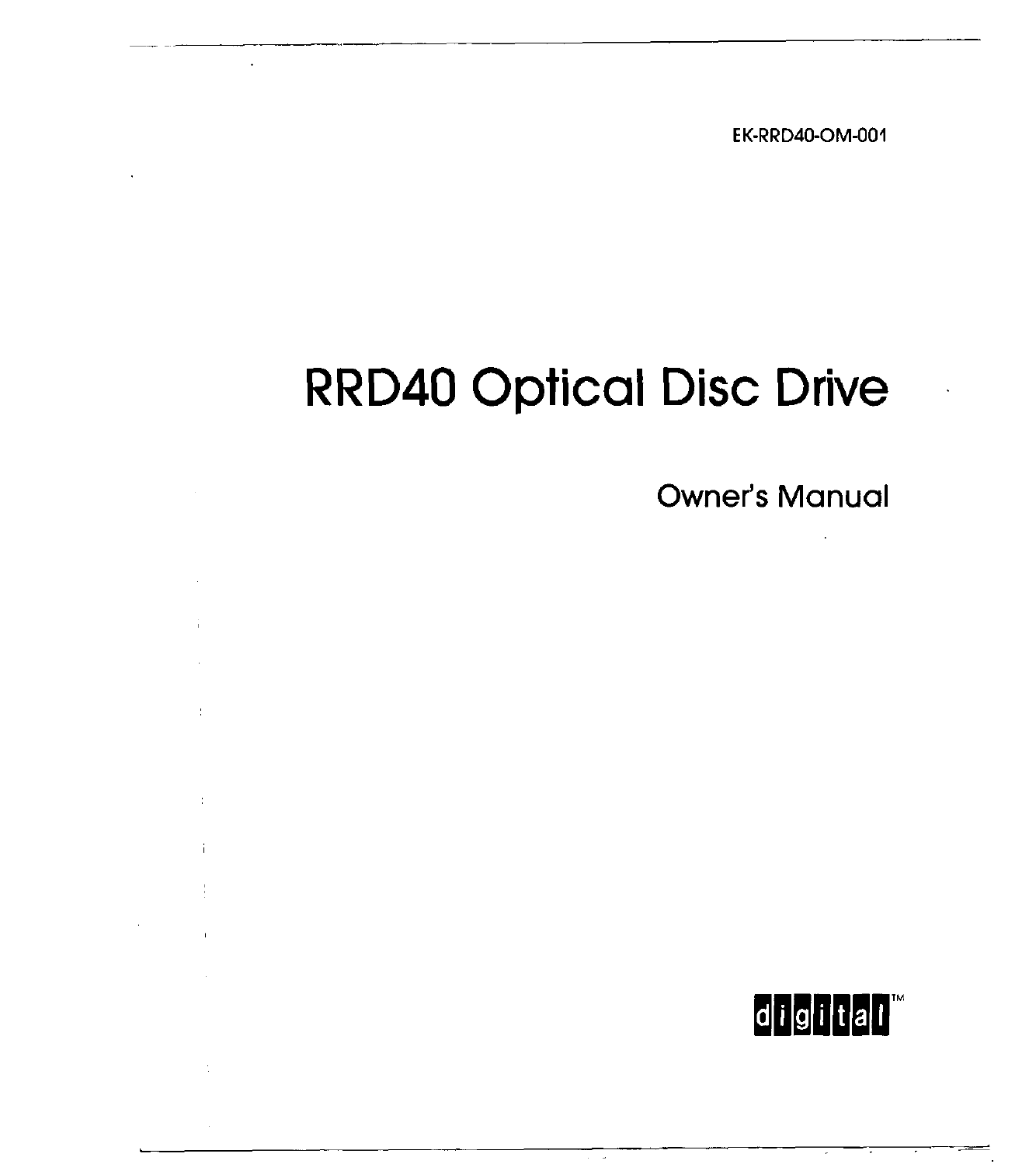EK-RRD40-OM-001

# RRD40 Optical Disc Drive

## Owner's Manual

digital™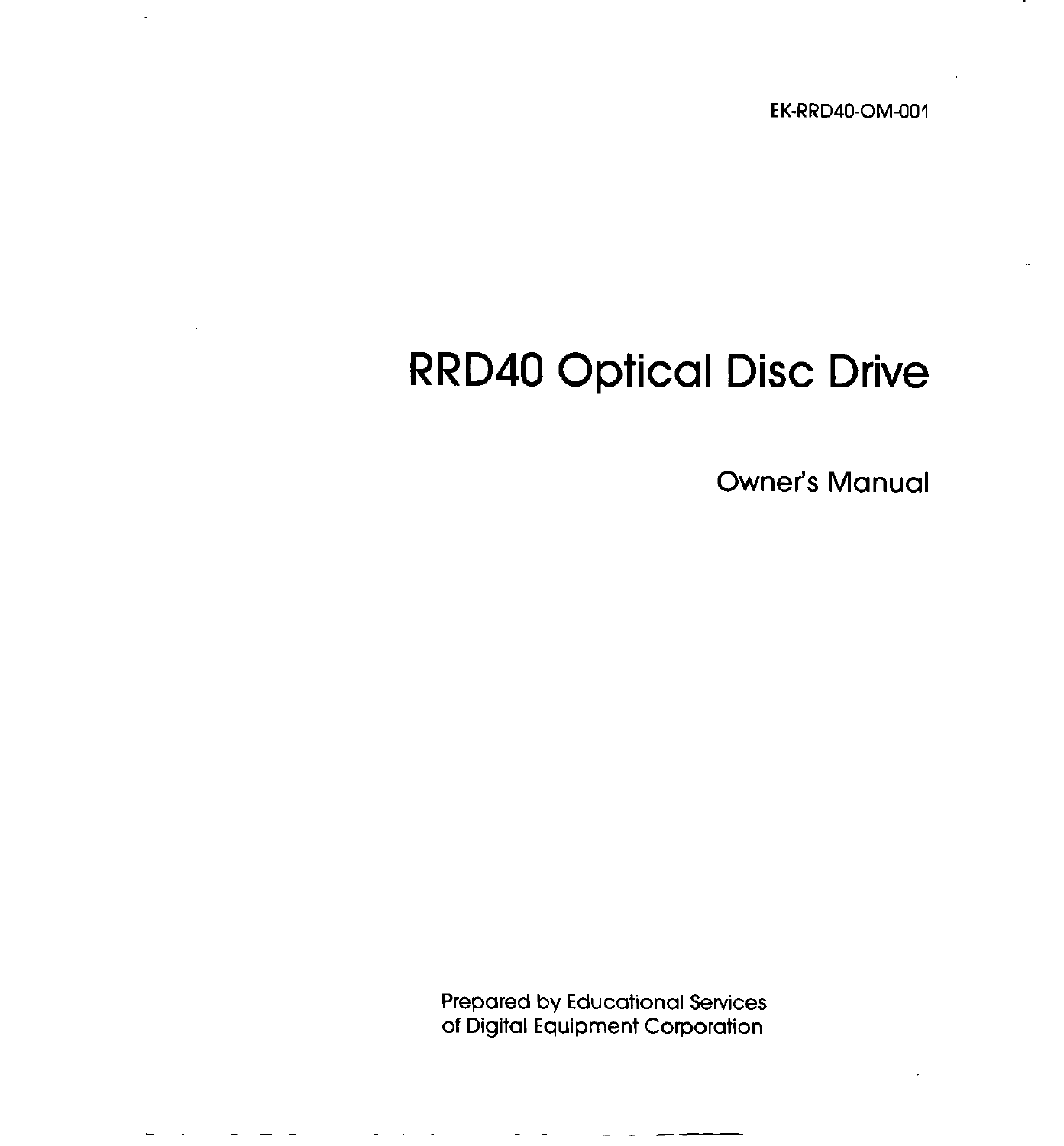EK-RRD40-OM-001

# RRD40 Optical Disc Drive

## Owner's Manual

Prepared by Educational Services
of Digital Equipment Corporation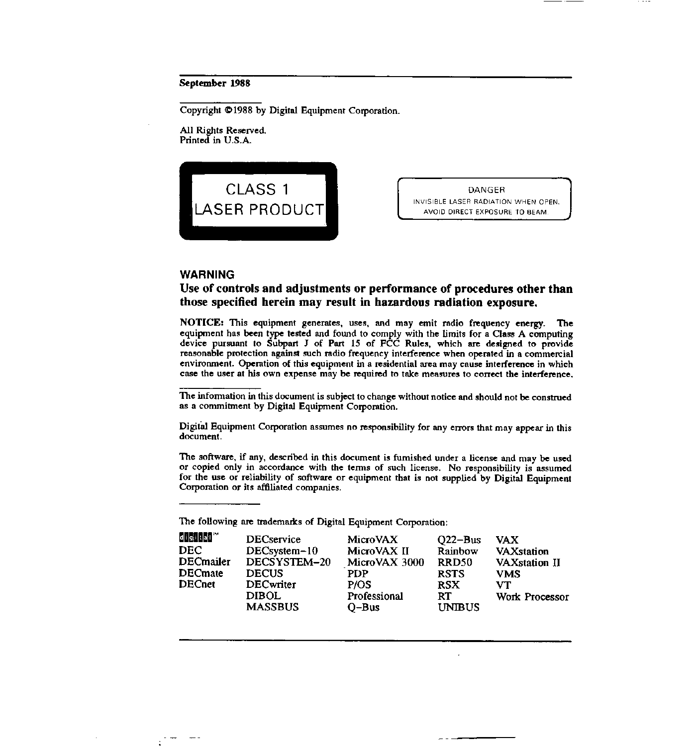September 1988

Copyright ©1988 by Digital Equipment Corporation.

All Rights Reserved.
Printed in U.S.A.

CLASS 1
LASER PRODUCT

DANGER
INVISIBLE LASER RADIATION WHEN OPEN.
AVOID DIRECT EXPOSURE TO BEAM.

## WARNING

**Use of controls and adjustments or performance of procedures other than those specified herein may result in hazardous radiation exposure.**

**NOTICE:** This equipment generates, uses, and may emit radio frequency energy. The equipment has been type tested and found to comply with the limits for a Class A computing device pursuant to Subpart J of Part 15 of FCC Rules, which are designed to provide reasonable protection against such radio frequency interference when operated in a commercial environment. Operation of this equipment in a residential area may cause interference in which case the user at his own expense may be required to take measures to correct the interference.

The information in this document is subject to change without notice and should not be construed as a commitment by Digital Equipment Corporation.

Digital Equipment Corporation assumes no responsibility for any errors that may appear in this document.

The software, if any, described in this document is furnished under a license and may be used or copied only in accordance with the terms of such license. No responsibility is assumed for the use or reliability of software or equipment that is not supplied by Digital Equipment Corporation or its affiliated companies.

The following are trademarks of Digital Equipment Corporation:

| | | | | |
|---|---|---|---|---|
| digital™ | DECservice | MicroVAX | Q22–Bus | VAX |
| DEC | DECsystem–10 | MicroVAX II | Rainbow | VAXstation |
| DECmailer | DECSYSTEM–20 | MicroVAX 3000 | RRD50 | VAXstation II |
| DECmate | DECUS | PDP | RSTS | VMS |
| DECnet | DECwriter | P/OS | RSX | VT |
| | DIBOL | Professional | RT | Work Processor |
| | MASSBUS | Q–Bus | UNIBUS | |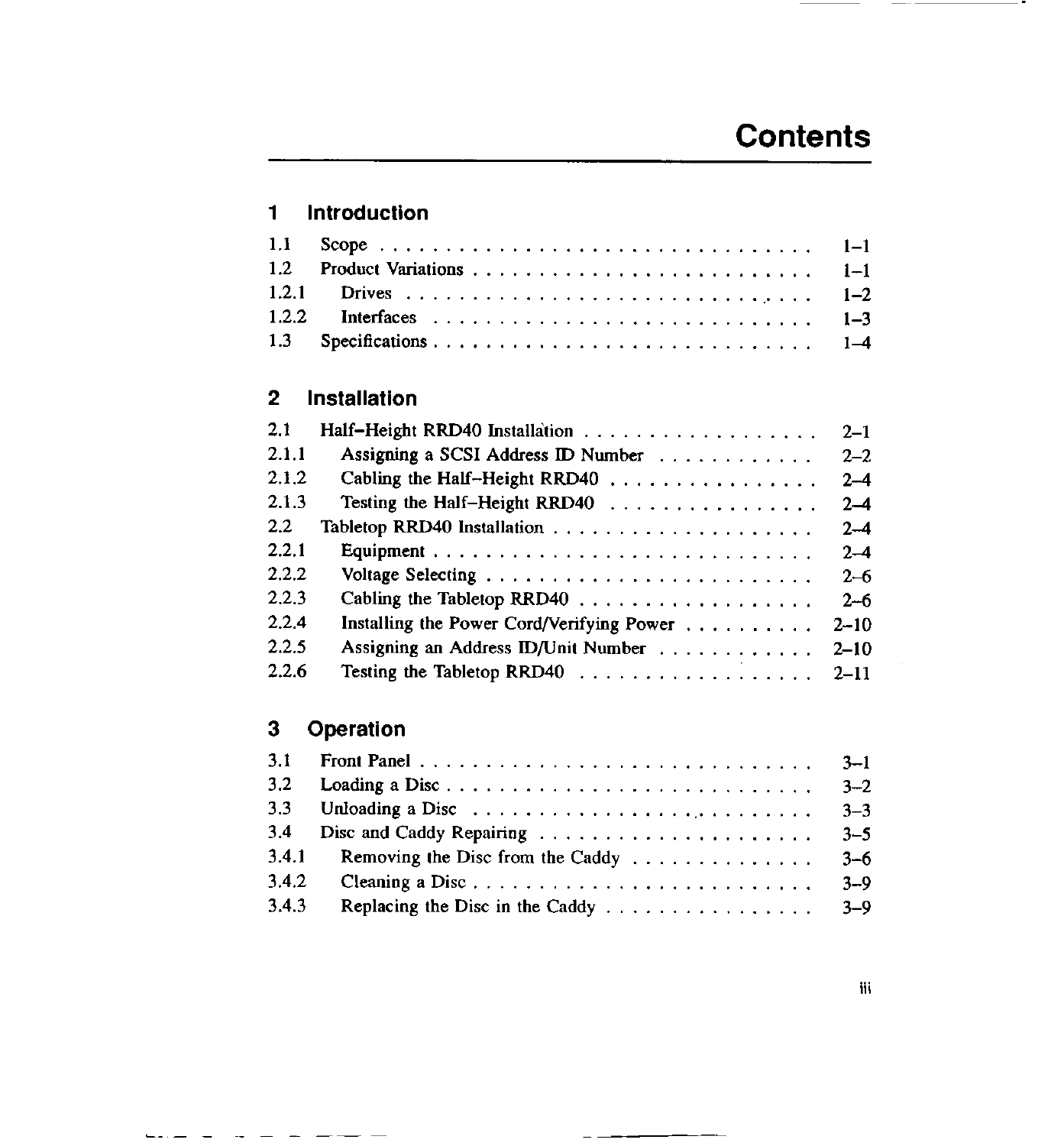# Contents

## 1 Introduction

| | | |
|---|---|---|
| 1.1 | Scope | 1–1 |
| 1.2 | Product Variations | 1–1 |
| 1.2.1 | Drives | 1–2 |
| 1.2.2 | Interfaces | 1–3 |
| 1.3 | Specifications | 1–4 |

## 2 Installation

| | | |
|---|---|---|
| 2.1 | Half–Height RRD40 Installation | 2–1 |
| 2.1.1 | Assigning a SCSI Address ID Number | 2–2 |
| 2.1.2 | Cabling the Half–Height RRD40 | 2–4 |
| 2.1.3 | Testing the Half–Height RRD40 | 2–4 |
| 2.2 | Tabletop RRD40 Installation | 2–4 |
| 2.2.1 | Equipment | 2–4 |
| 2.2.2 | Voltage Selecting | 2–6 |
| 2.2.3 | Cabling the Tabletop RRD40 | 2–6 |
| 2.2.4 | Installing the Power Cord/Verifying Power | 2–10 |
| 2.2.5 | Assigning an Address ID/Unit Number | 2–10 |
| 2.2.6 | Testing the Tabletop RRD40 | 2–11 |

## 3 Operation

| | | |
|---|---|---|
| 3.1 | Front Panel | 3–1 |
| 3.2 | Loading a Disc | 3–2 |
| 3.3 | Unloading a Disc | 3–3 |
| 3.4 | Disc and Caddy Repairing | 3–5 |
| 3.4.1 | Removing the Disc from the Caddy | 3–6 |
| 3.4.2 | Cleaning a Disc | 3–9 |
| 3.4.3 | Replacing the Disc in the Caddy | 3–9 |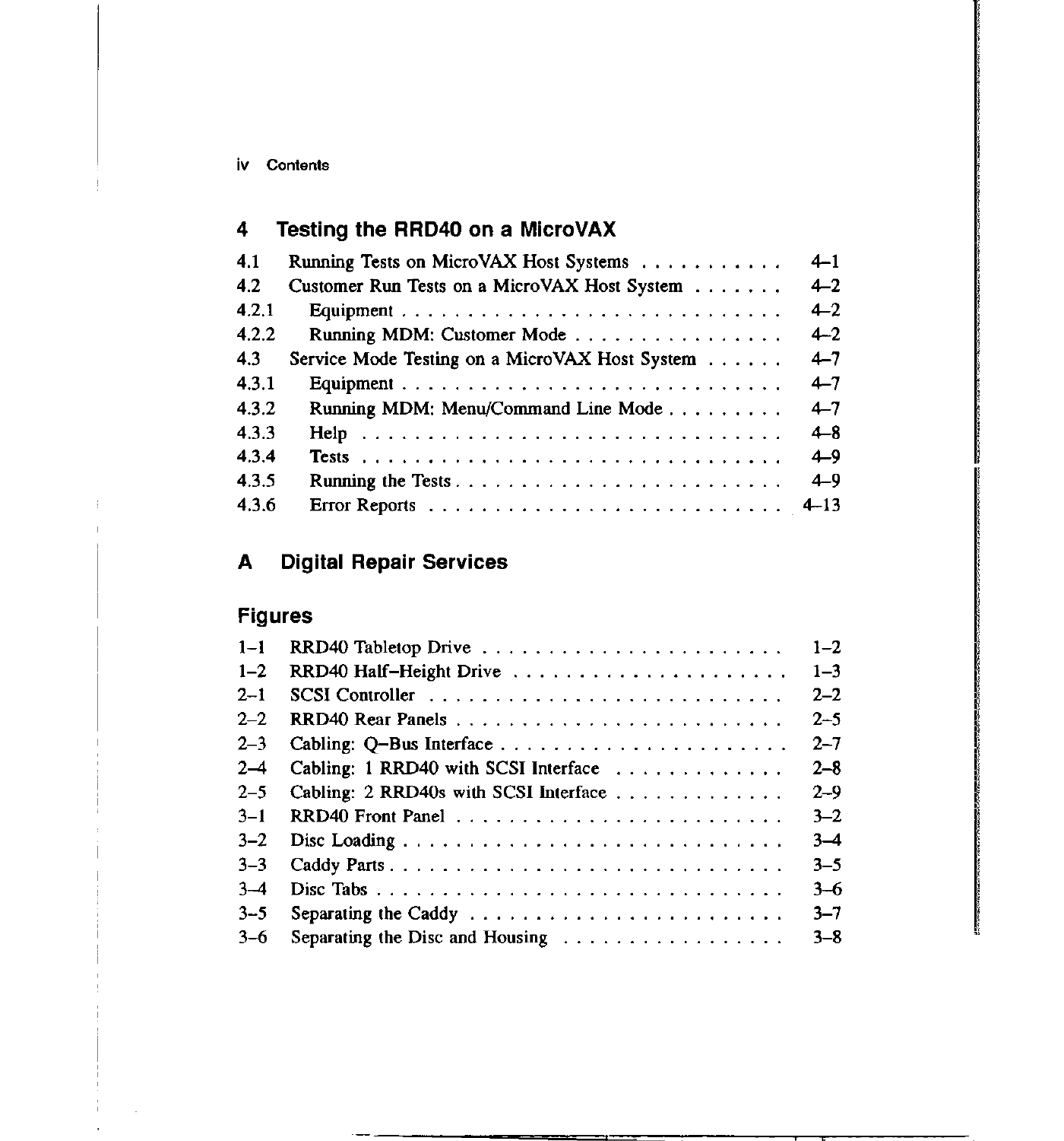## 4 Testing the RRD40 on a MicroVAX

| | | |
|---|---|---|
| 4.1 | Running Tests on MicroVAX Host Systems | 4–1 |
| 4.2 | Customer Run Tests on a MicroVAX Host System | 4–2 |
| 4.2.1 | Equipment | 4–2 |
| 4.2.2 | Running MDM: Customer Mode | 4–2 |
| 4.3 | Service Mode Testing on a MicroVAX Host System | 4–7 |
| 4.3.1 | Equipment | 4–7 |
| 4.3.2 | Running MDM: Menu/Command Line Mode | 4–7 |
| 4.3.3 | Help | 4–8 |
| 4.3.4 | Tests | 4–9 |
| 4.3.5 | Running the Tests | 4–9 |
| 4.3.6 | Error Reports | 4–13 |

## A Digital Repair Services

## Figures

| | | |
|---|---|---|
| 1–1 | RRD40 Tabletop Drive | 1–2 |
| 1–2 | RRD40 Half–Height Drive | 1–3 |
| 2–1 | SCSI Controller | 2–2 |
| 2–2 | RRD40 Rear Panels | 2–5 |
| 2–3 | Cabling: Q–Bus Interface | 2–7 |
| 2–4 | Cabling: 1 RRD40 with SCSI Interface | 2–8 |
| 2–5 | Cabling: 2 RRD40s with SCSI Interface | 2–9 |
| 3–1 | RRD40 Front Panel | 3–2 |
| 3–2 | Disc Loading | 3–4 |
| 3–3 | Caddy Parts | 3–5 |
| 3–4 | Disc Tabs | 3–6 |
| 3–5 | Separating the Caddy | 3–7 |
| 3–6 | Separating the Disc and Housing | 3–8 |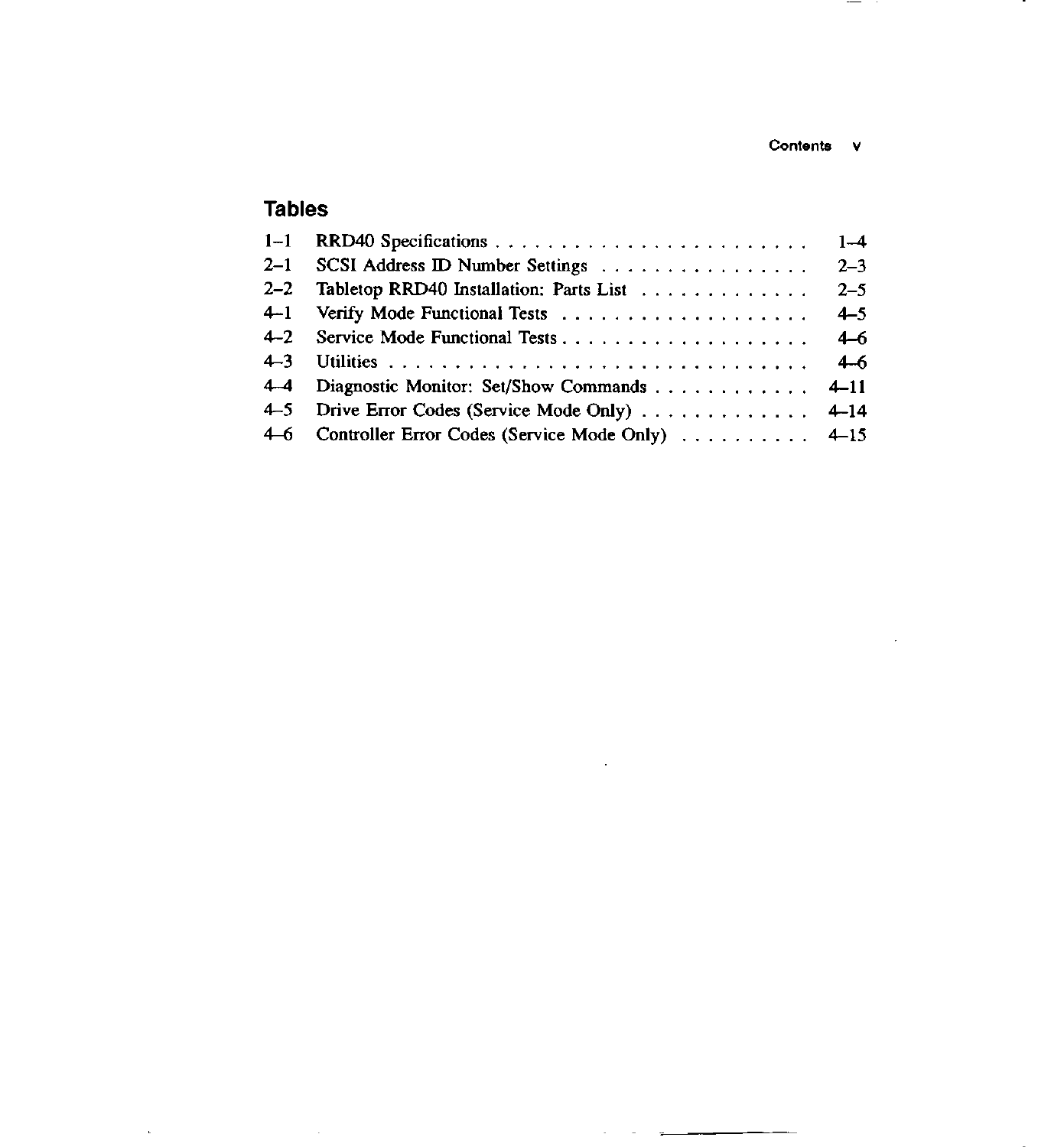## Tables

| | | |
|---|---|---|
| 1–1 | RRD40 Specifications | 1–4 |
| 2–1 | SCSI Address ID Number Settings | 2–3 |
| 2–2 | Tabletop RRD40 Installation: Parts List | 2–5 |
| 4–1 | Verify Mode Functional Tests | 4–5 |
| 4–2 | Service Mode Functional Tests | 4–6 |
| 4–3 | Utilities | 4–6 |
| 4–4 | Diagnostic Monitor: Set/Show Commands | 4–11 |
| 4–5 | Drive Error Codes (Service Mode Only) | 4–14 |
| 4–6 | Controller Error Codes (Service Mode Only) | 4–15 |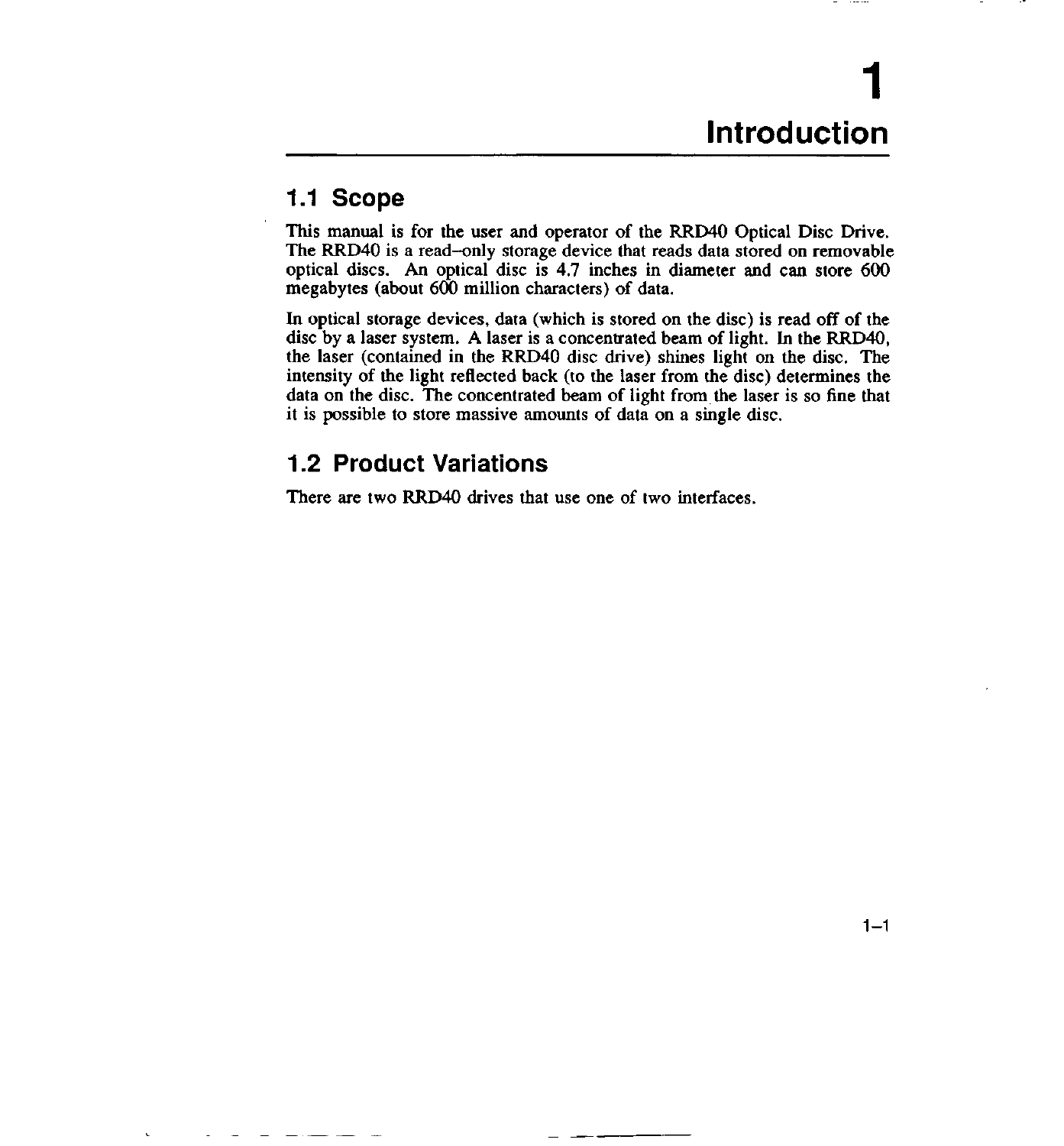# 1 Introduction

## 1.1 Scope

This manual is for the user and operator of the RRD40 Optical Disc Drive. The RRD40 is a read–only storage device that reads data stored on removable optical discs. An optical disc is 4.7 inches in diameter and can store 600 megabytes (about 600 million characters) of data.

In optical storage devices, data (which is stored on the disc) is read off of the disc by a laser system. A laser is a concentrated beam of light. In the RRD40, the laser (contained in the RRD40 disc drive) shines light on the disc. The intensity of the light reflected back (to the laser from the disc) determines the data on the disc. The concentrated beam of light from the laser is so fine that it is possible to store massive amounts of data on a single disc.

## 1.2 Product Variations

There are two RRD40 drives that use one of two interfaces.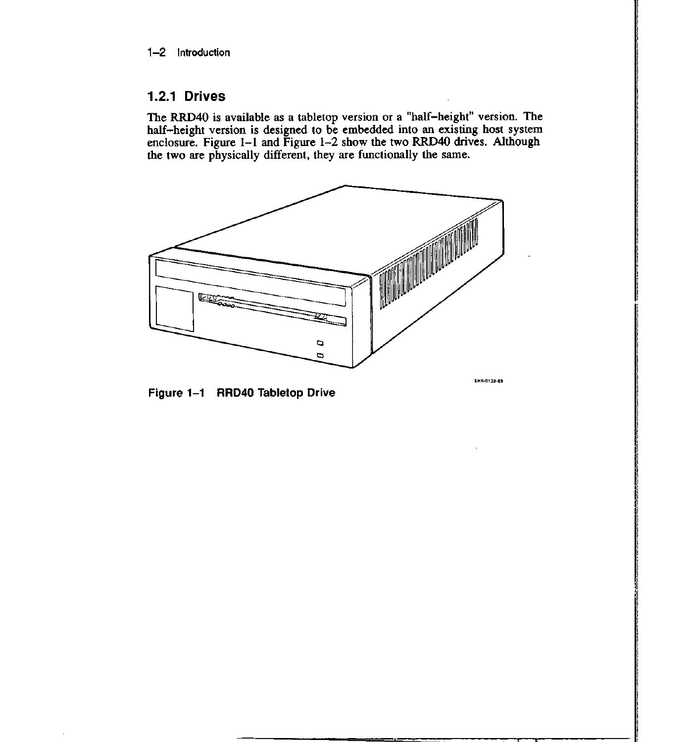### 1.2.1 Drives

The RRD40 is available as a tabletop version or a "half–height" version. The half–height version is designed to be embedded into an existing host system enclosure. Figure 1–1 and Figure 1–2 show the two RRD40 drives. Although the two are physically different, they are functionally the same.

**Figure 1–1 RRD40 Tabletop Drive**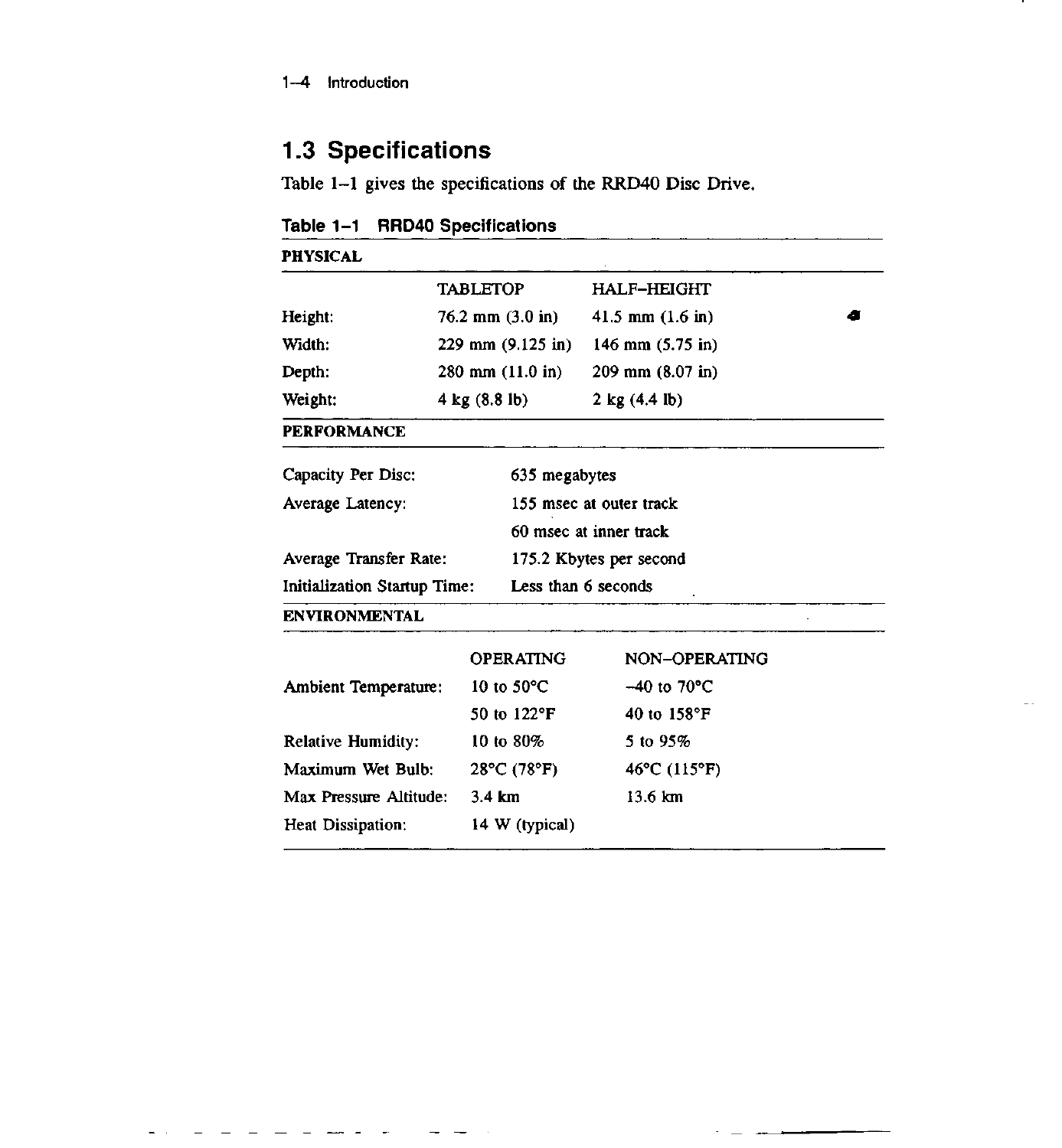## 1.3 Specifications

Table 1–1 gives the specifications of the RRD40 Disc Drive.

**Table 1–1 RRD40 Specifications**

| PHYSICAL | | |
|---|---|---|
| | TABLETOP | HALF–HEIGHT |
| Height: | 76.2 mm (3.0 in) | 41.5 mm (1.6 in) |
| Width: | 229 mm (9.125 in) | 146 mm (5.75 in) |
| Depth: | 280 mm (11.0 in) | 209 mm (8.07 in) |
| Weight: | 4 kg (8.8 lb) | 2 kg (4.4 lb) |

| PERFORMANCE | |
|---|---|
| Capacity Per Disc: | 635 megabytes |
| Average Latency: | 155 msec at outer track |
| | 60 msec at inner track |
| Average Transfer Rate: | 175.2 Kbytes per second |
| Initialization Startup Time: | Less than 6 seconds |

| ENVIRONMENTAL | | |
|---|---|---|
| | OPERATING | NON–OPERATING |
| Ambient Temperature: | 10 to 50°C | –40 to 70°C |
| | 50 to 122°F | 40 to 158°F |
| Relative Humidity: | 10 to 80% | 5 to 95% |
| Maximum Wet Bulb: | 28°C (78°F) | 46°C (115°F) |
| Max Pressure Altitude: | 3.4 km | 13.6 km |
| Heat Dissipation: | 14 W (typical) | |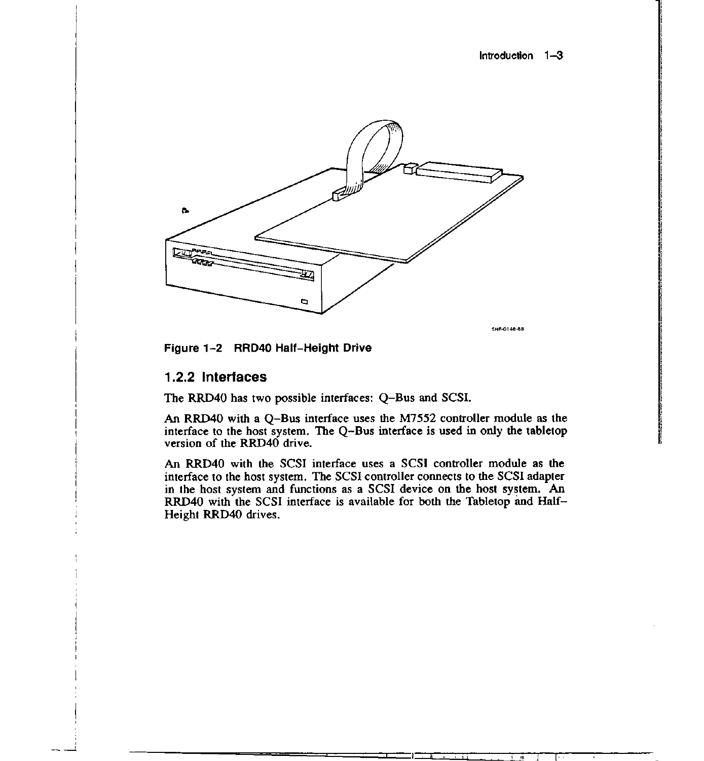Figure 1-2 RRD40 Half-Height Drive

## 1.2.2 Interfaces

The RRD40 has two possible interfaces: Q-Bus and SCSI.

An RRD40 with a Q-Bus interface uses the M7552 controller module as the interface to the host system. The Q-Bus interface is used in only the tabletop version of the RRD40 drive.

An RRD40 with the SCSI interface uses a SCSI controller module as the interface to the host system. The SCSI controller connects to the SCSI adapter in the host system and functions as a SCSI device on the host system. An RRD40 with the SCSI interface is available for both the Tabletop and Half-Height RRD40 drives.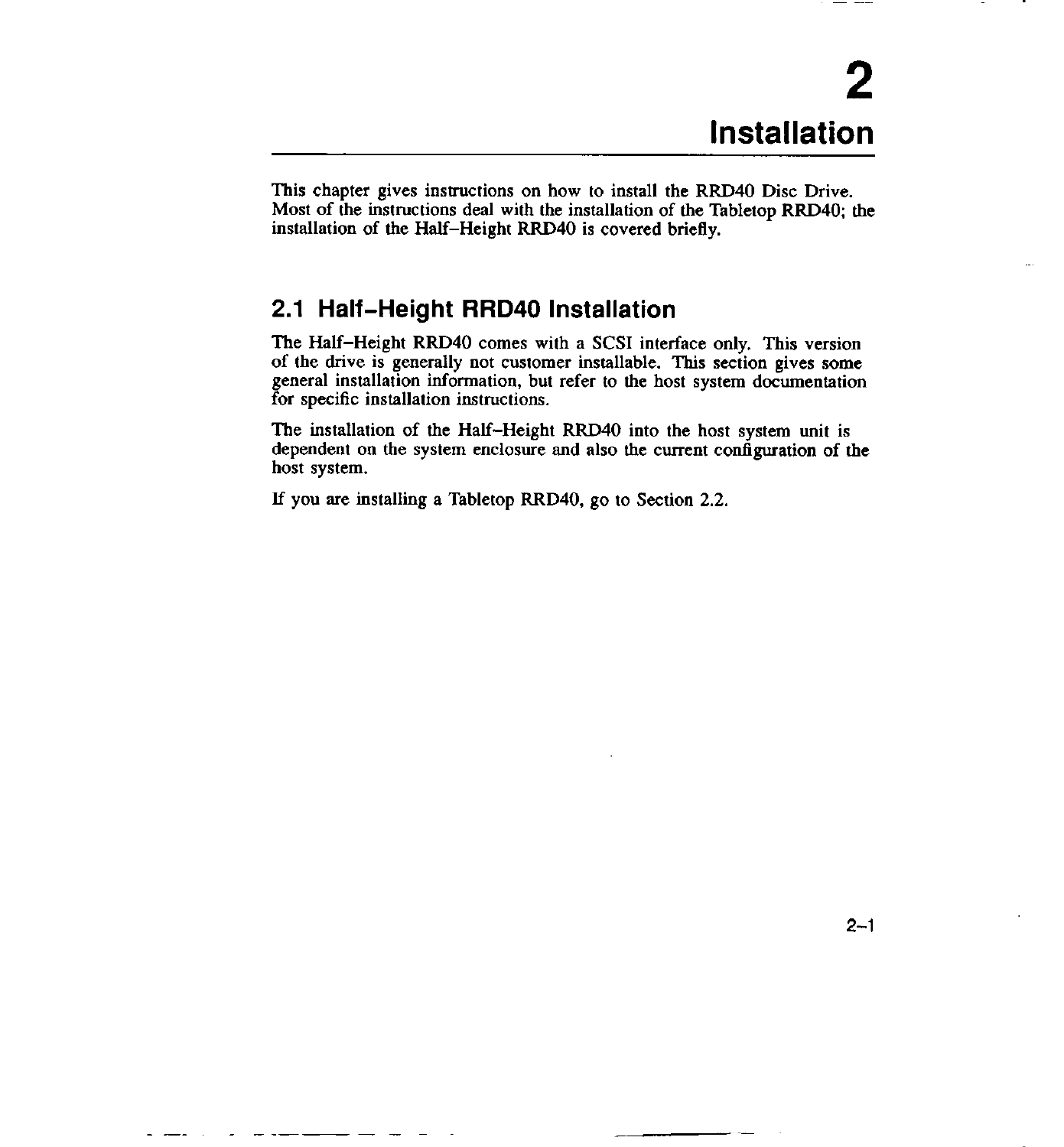# 2 Installation

This chapter gives instructions on how to install the RRD40 Disc Drive. Most of the instructions deal with the installation of the Tabletop RRD40; the installation of the Half–Height RRD40 is covered briefly.

## 2.1 Half–Height RRD40 Installation

The Half–Height RRD40 comes with a SCSI interface only. This version of the drive is generally not customer installable. This section gives some general installation information, but refer to the host system documentation for specific installation instructions.

The installation of the Half–Height RRD40 into the host system unit is dependent on the system enclosure and also the current configuration of the host system.

If you are installing a Tabletop RRD40, go to Section 2.2.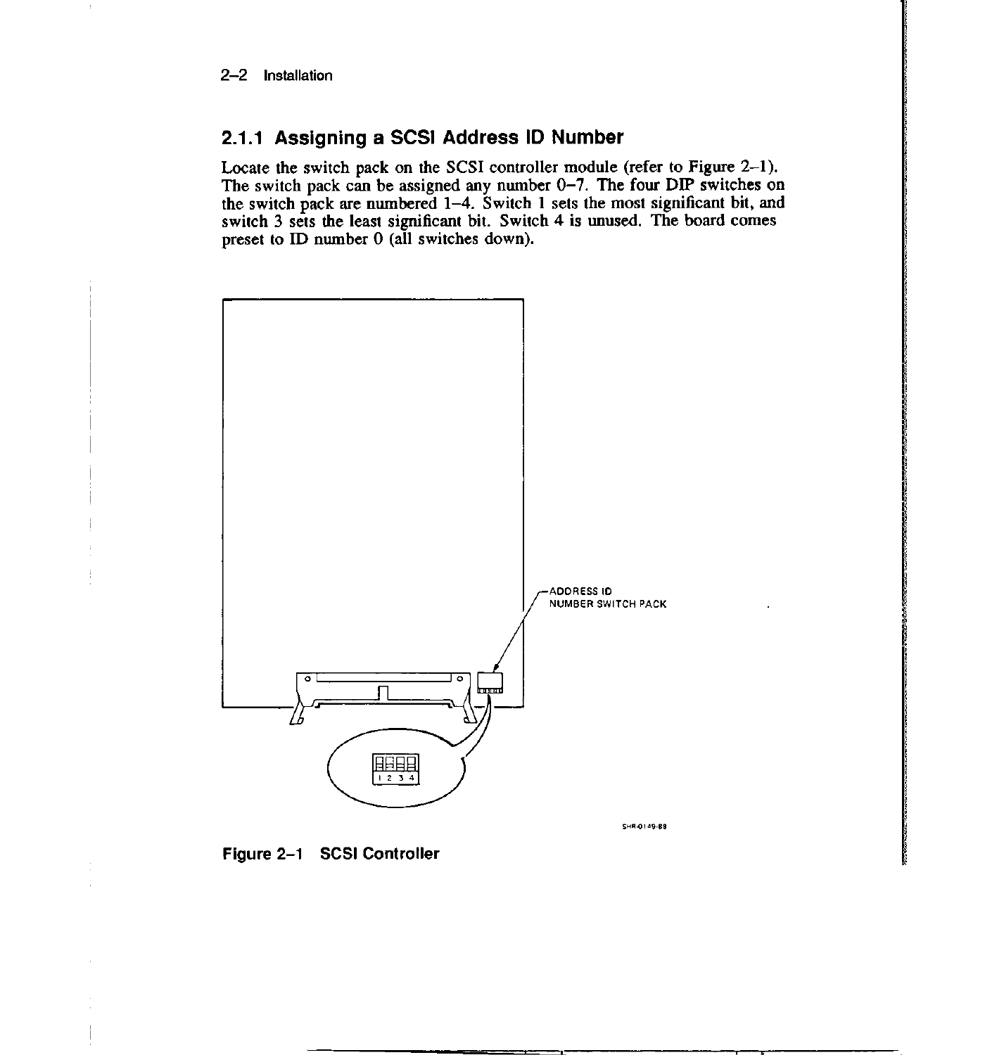### 2.1.1 Assigning a SCSI Address ID Number

Locate the switch pack on the SCSI controller module (refer to Figure 2–1). The switch pack can be assigned any number 0–7. The four DIP switches on the switch pack are numbered 1–4. Switch 1 sets the most significant bit, and switch 3 sets the least significant bit. Switch 4 is unused. The board comes preset to ID number 0 (all switches down).

**Figure 2–1 SCSI Controller**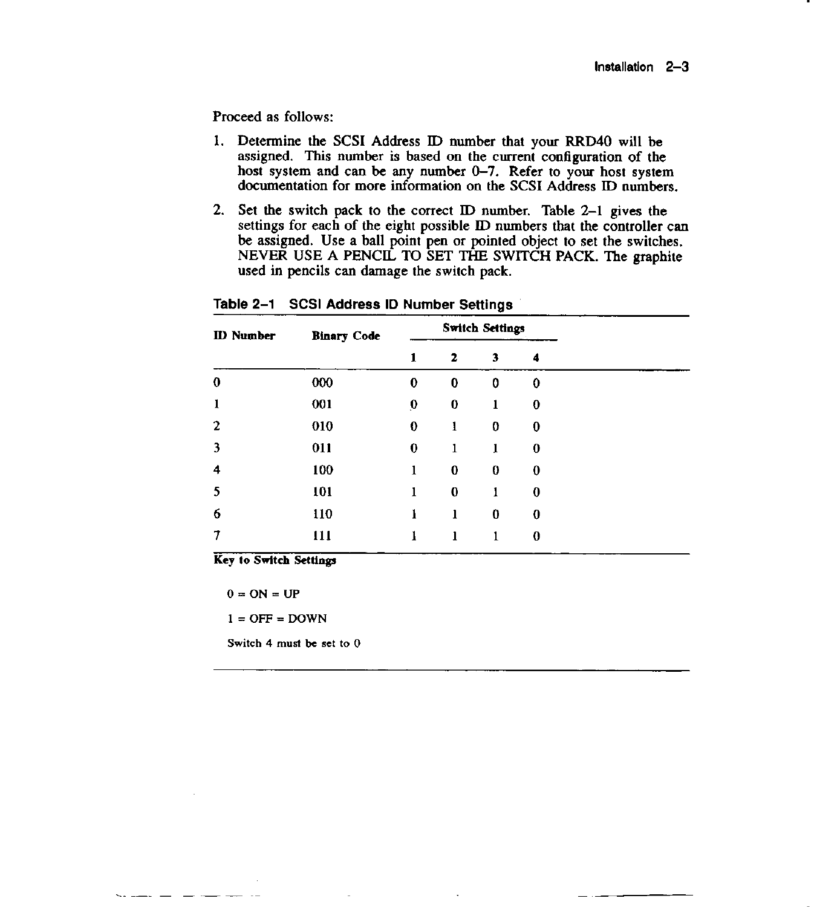Proceed as follows:

1. Determine the SCSI Address ID number that your RRD40 will be assigned. This number is based on the current configuration of the host system and can be any number 0–7. Refer to your host system documentation for more information on the SCSI Address ID numbers.
2. Set the switch pack to the correct ID number. Table 2–1 gives the settings for each of the eight possible ID numbers that the controller can be assigned. Use a ball point pen or pointed object to set the switches. NEVER USE A PENCIL TO SET THE SWITCH PACK. The graphite used in pencils can damage the switch pack.

**Table 2–1 SCSI Address ID Number Settings**

| ID Number | Binary Code | Switch Settings | | | |
|---|---|---|---|---|---|
| | | 1 | 2 | 3 | 4 |
| 0 | 000 | 0 | 0 | 0 | 0 |
| 1 | 001 | 0 | 0 | 1 | 0 |
| 2 | 010 | 0 | 1 | 0 | 0 |
| 3 | 011 | 0 | 1 | 1 | 0 |
| 4 | 100 | 1 | 0 | 0 | 0 |
| 5 | 101 | 1 | 0 | 1 | 0 |
| 6 | 110 | 1 | 1 | 0 | 0 |
| 7 | 111 | 1 | 1 | 1 | 0 |

**Key to Switch Settings**

0 = ON = UP

1 = OFF = DOWN

Switch 4 must be set to 0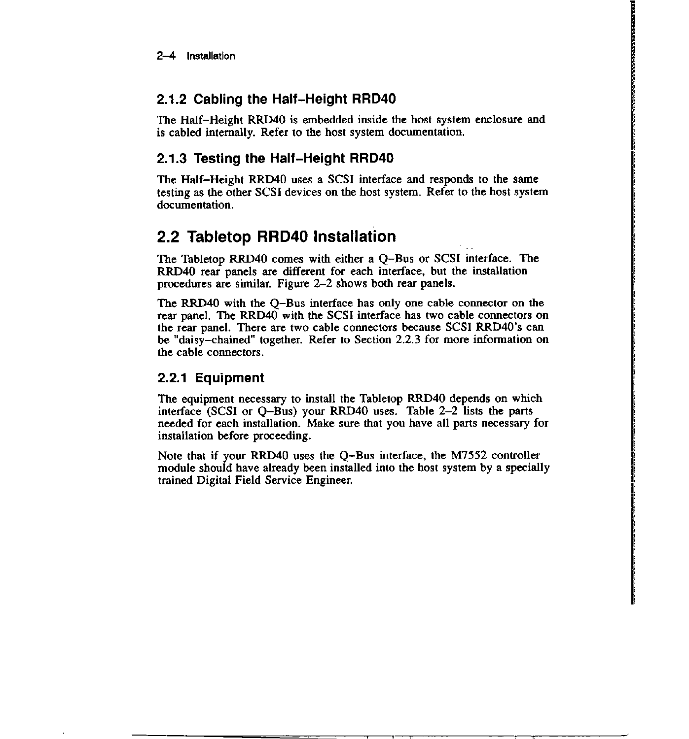### 2.1.2 Cabling the Half-Height RRD40

The Half–Height RRD40 is embedded inside the host system enclosure and is cabled internally. Refer to the host system documentation.

### 2.1.3 Testing the Half-Height RRD40

The Half–Height RRD40 uses a SCSI interface and responds to the same testing as the other SCSI devices on the host system. Refer to the host system documentation.

## 2.2 Tabletop RRD40 Installation

The Tabletop RRD40 comes with either a Q–Bus or SCSI interface. The RRD40 rear panels are different for each interface, but the installation procedures are similar. Figure 2–2 shows both rear panels.

The RRD40 with the Q–Bus interface has only one cable connector on the rear panel. The RRD40 with the SCSI interface has two cable connectors on the rear panel. There are two cable connectors because SCSI RRD40's can be "daisy–chained" together. Refer to Section 2.2.3 for more information on the cable connectors.

### 2.2.1 Equipment

The equipment necessary to install the Tabletop RRD40 depends on which interface (SCSI or Q–Bus) your RRD40 uses. Table 2–2 lists the parts needed for each installation. Make sure that you have all parts necessary for installation before proceeding.

Note that if your RRD40 uses the Q–Bus interface, the M7552 controller module should have already been installed into the host system by a specially trained Digital Field Service Engineer.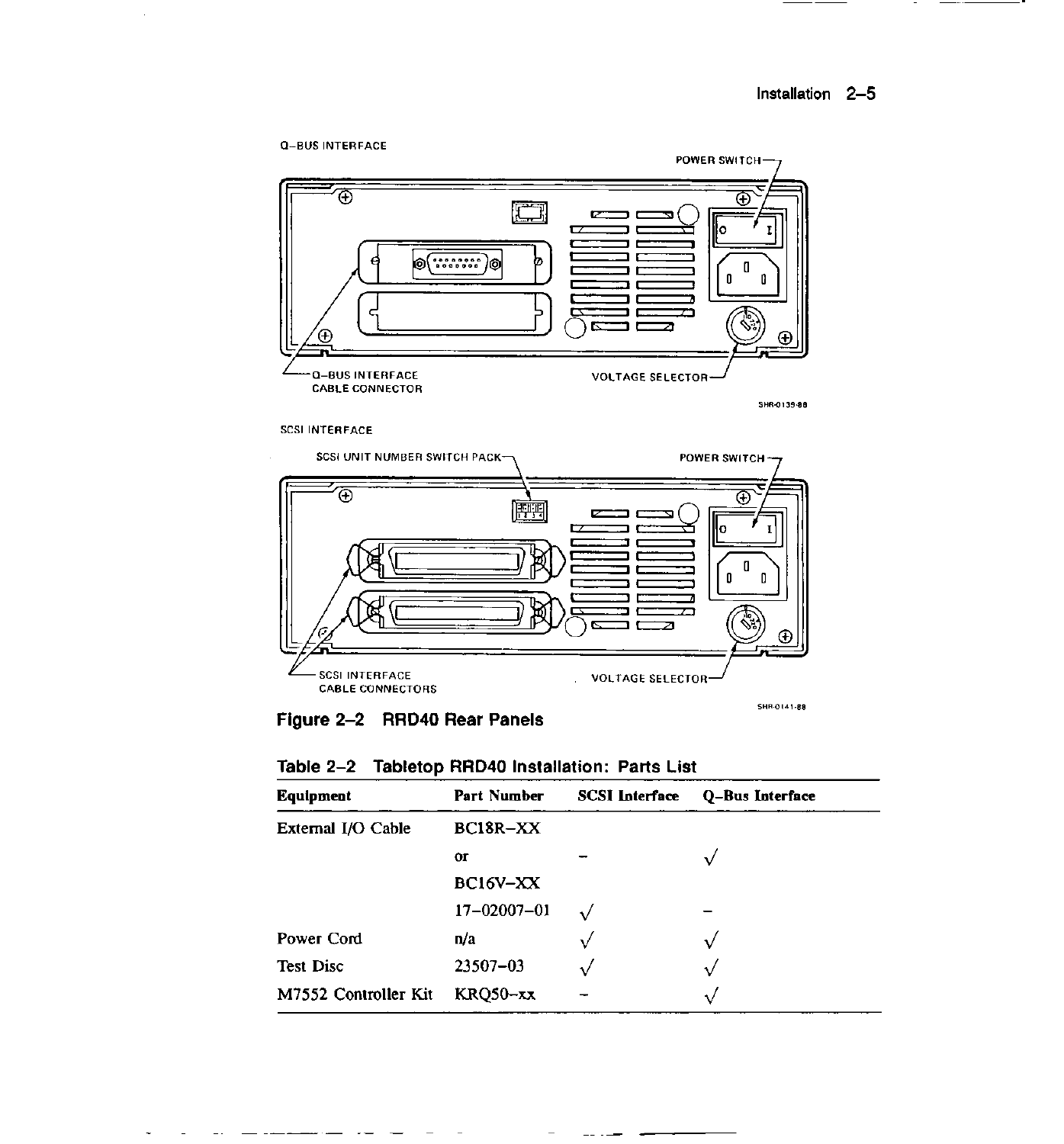Q–BUS INTERFACE

POWER SWITCH

Q–BUS INTERFACE CABLE CONNECTOR

VOLTAGE SELECTOR

SHR-0139-88

SCSI INTERFACE

SCSI UNIT NUMBER SWITCH PACK

POWER SWITCH

SCSI INTERFACE CABLE CONNECTORS

VOLTAGE SELECTOR

SHR-0141-88

**Figure 2–2 RRD40 Rear Panels**

**Table 2–2 Tabletop RRD40 Installation: Parts List**

| Equipment | Part Number | SCSI Interface | Q–Bus Interface |
|---|---|---|---|
| External I/O Cable | BC18R–XX | | |
| | or | – | √ |
| | BC16V–XX | | |
| | 17–02007–01 | √ | – |
| Power Cord | n/a | √ | √ |
| Test Disc | 23507–03 | √ | √ |
| M7552 Controller Kit | KRQ50–xx | – | √ |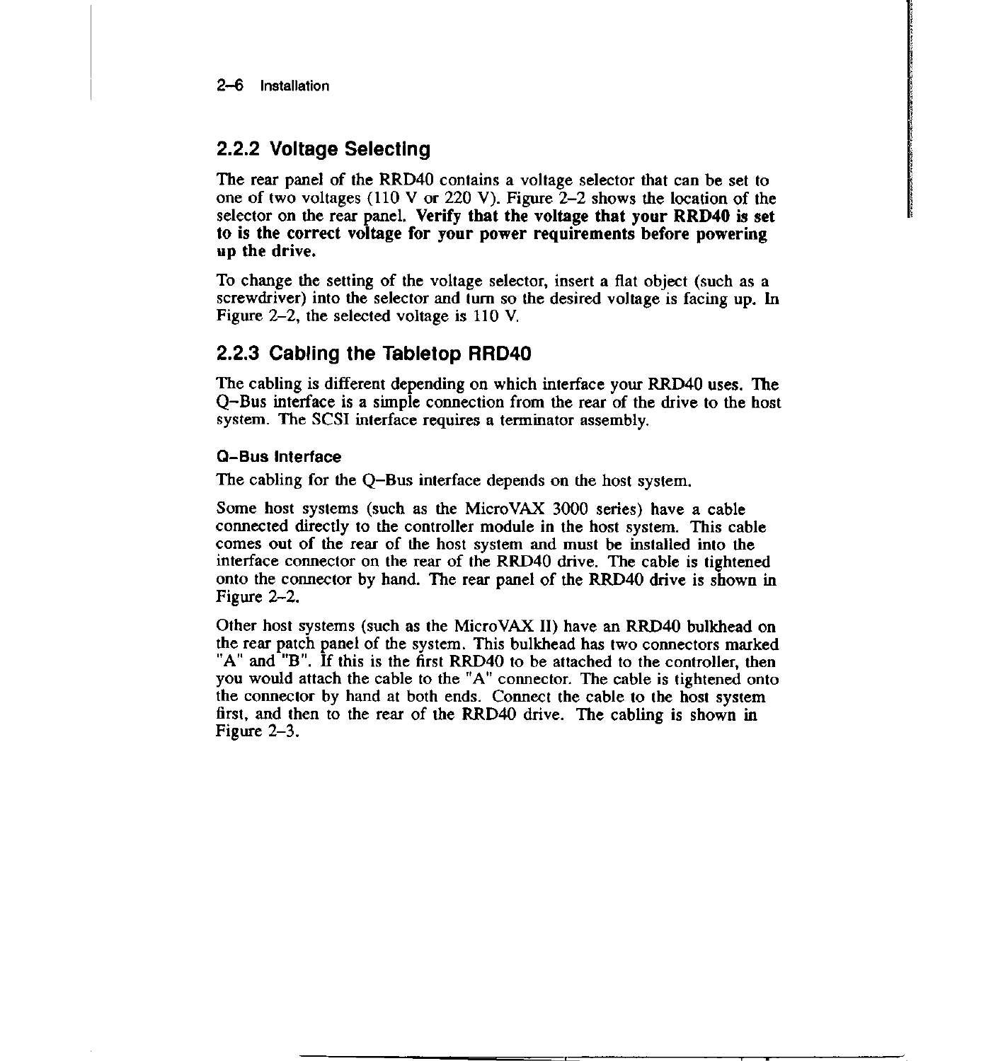## 2.2.2 Voltage Selecting

The rear panel of the RRD40 contains a voltage selector that can be set to one of two voltages (110 V or 220 V). Figure 2–2 shows the location of the selector on the rear panel. **Verify that the voltage that your RRD40 is set to is the correct voltage for your power requirements before powering up the drive.**

To change the setting of the voltage selector, insert a flat object (such as a screwdriver) into the selector and turn so the desired voltage is facing up. In Figure 2–2, the selected voltage is 110 V.

## 2.2.3 Cabling the Tabletop RRD40

The cabling is different depending on which interface your RRD40 uses. The Q–Bus interface is a simple connection from the rear of the drive to the host system. The SCSI interface requires a terminator assembly.

### Q–Bus Interface

The cabling for the Q–Bus interface depends on the host system.

Some host systems (such as the MicroVAX 3000 series) have a cable connected directly to the controller module in the host system. This cable comes out of the rear of the host system and must be installed into the interface connector on the rear of the RRD40 drive. The cable is tightened onto the connector by hand. The rear panel of the RRD40 drive is shown in Figure 2–2.

Other host systems (such as the MicroVAX II) have an RRD40 bulkhead on the rear patch panel of the system. This bulkhead has two connectors marked "A" and "B". If this is the first RRD40 to be attached to the controller, then you would attach the cable to the "A" connector. The cable is tightened onto the connector by hand at both ends. Connect the cable to the host system first, and then to the rear of the RRD40 drive. The cabling is shown in Figure 2–3.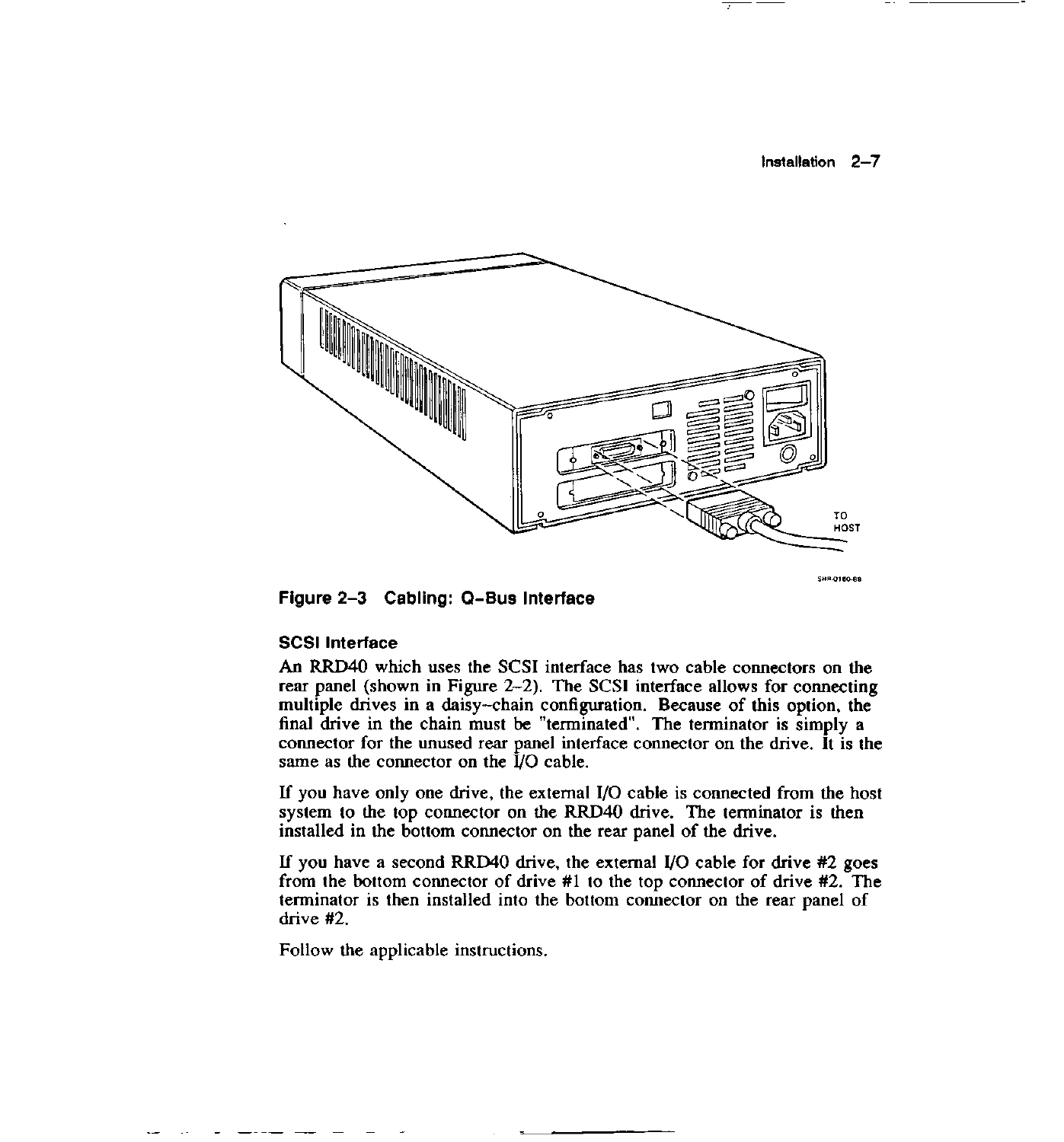Figure 2-3 Cabling: Q-Bus Interface

### SCSI Interface

An RRD40 which uses the SCSI interface has two cable connectors on the rear panel (shown in Figure 2-2). The SCSI interface allows for connecting multiple drives in a daisy-chain configuration. Because of this option, the final drive in the chain must be "terminated". The terminator is simply a connector for the unused rear panel interface connector on the drive. It is the same as the connector on the I/O cable.

If you have only one drive, the external I/O cable is connected from the host system to the top connector on the RRD40 drive. The terminator is then installed in the bottom connector on the rear panel of the drive.

If you have a second RRD40 drive, the external I/O cable for drive #2 goes from the bottom connector of drive #1 to the top connector of drive #2. The terminator is then installed into the bottom connector on the rear panel of drive #2.

Follow the applicable instructions.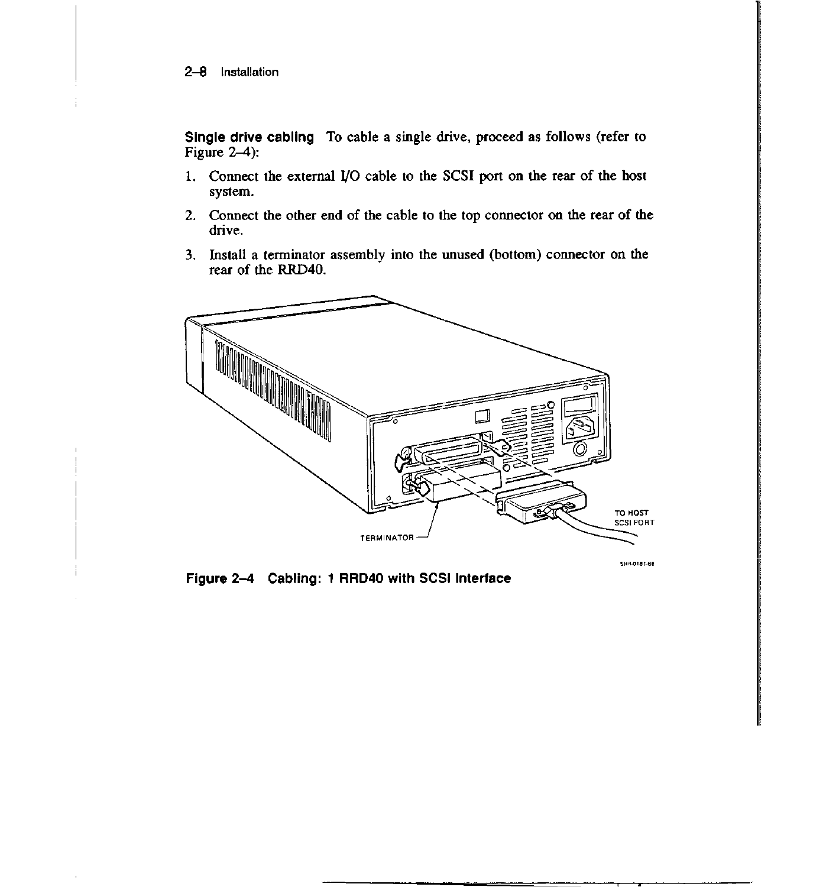**Single drive cabling** To cable a single drive, proceed as follows (refer to Figure 2–4):

1. Connect the external I/O cable to the SCSI port on the rear of the host system.
2. Connect the other end of the cable to the top connector on the rear of the drive.
3. Install a terminator assembly into the unused (bottom) connector on the rear of the RRD40.

**Figure 2–4 Cabling: 1 RRD40 with SCSI Interface**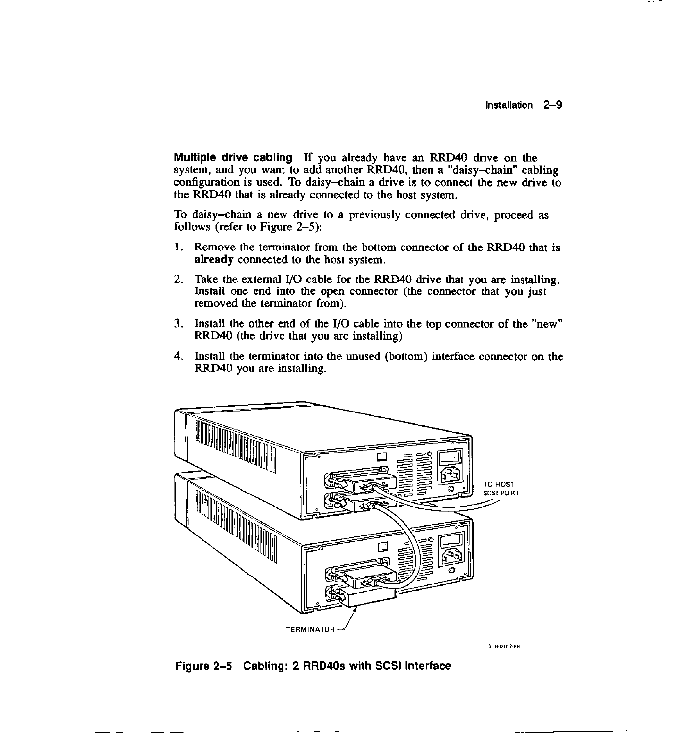**Multiple drive cabling** If you already have an RRD40 drive on the system, and you want to add another RRD40, then a "daisy–chain" cabling configuration is used. To daisy–chain a drive is to connect the new drive to the RRD40 that is already connected to the host system.

To daisy–chain a new drive to a previously connected drive, proceed as follows (refer to Figure 2–5):

1. Remove the terminator from the bottom connector of the RRD40 that is **already** connected to the host system.
2. Take the external I/O cable for the RRD40 drive that you are installing. Install one end into the open connector (the connector that you just removed the terminator from).
3. Install the other end of the I/O cable into the top connector of the "new" RRD40 (the drive that you are installing).
4. Install the terminator into the unused (bottom) interface connector on the RRD40 you are installing.

TO HOST SCSI PORT

TERMINATOR

SHR-0162-88

**Figure 2–5 Cabling: 2 RRD40s with SCSI Interface**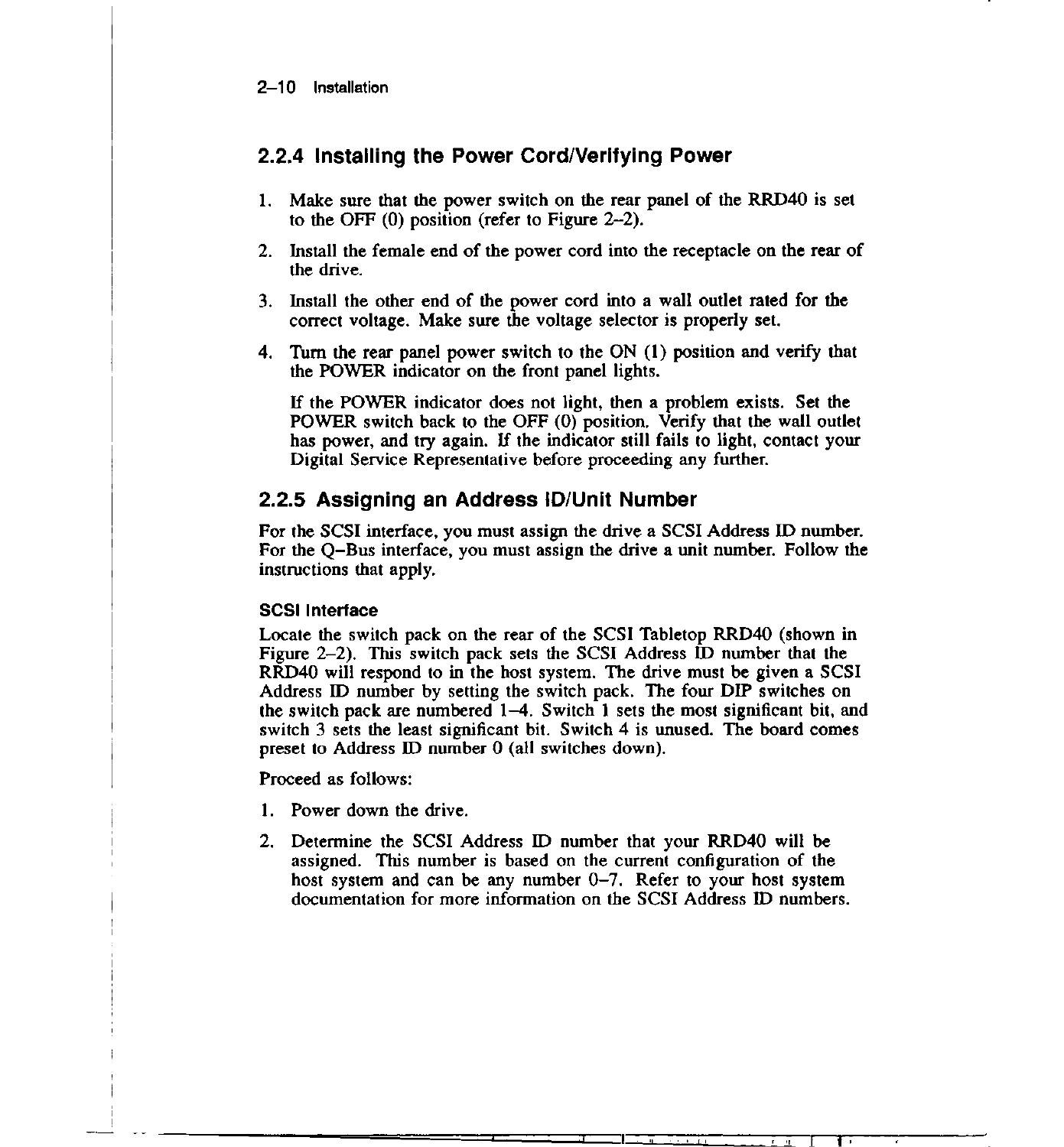### 2.2.4 Installing the Power Cord/Verifying Power

1. Make sure that the power switch on the rear panel of the RRD40 is set to the OFF (0) position (refer to Figure 2–2).
2. Install the female end of the power cord into the receptacle on the rear of the drive.
3. Install the other end of the power cord into a wall outlet rated for the correct voltage. Make sure the voltage selector is properly set.
4. Turn the rear panel power switch to the ON (1) position and verify that the POWER indicator on the front panel lights.

   If the POWER indicator does not light, then a problem exists. Set the POWER switch back to the OFF (0) position. Verify that the wall outlet has power, and try again. If the indicator still fails to light, contact your Digital Service Representative before proceeding any further.

### 2.2.5 Assigning an Address ID/Unit Number

For the SCSI interface, you must assign the drive a SCSI Address ID number. For the Q–Bus interface, you must assign the drive a unit number. Follow the instructions that apply.

#### SCSI Interface

Locate the switch pack on the rear of the SCSI Tabletop RRD40 (shown in Figure 2–2). This switch pack sets the SCSI Address ID number that the RRD40 will respond to in the host system. The drive must be given a SCSI Address ID number by setting the switch pack. The four DIP switches on the switch pack are numbered 1–4. Switch 1 sets the most significant bit, and switch 3 sets the least significant bit. Switch 4 is unused. The board comes preset to Address ID number 0 (all switches down).

Proceed as follows:

1. Power down the drive.
2. Determine the SCSI Address ID number that your RRD40 will be assigned. This number is based on the current configuration of the host system and can be any number 0–7. Refer to your host system documentation for more information on the SCSI Address ID numbers.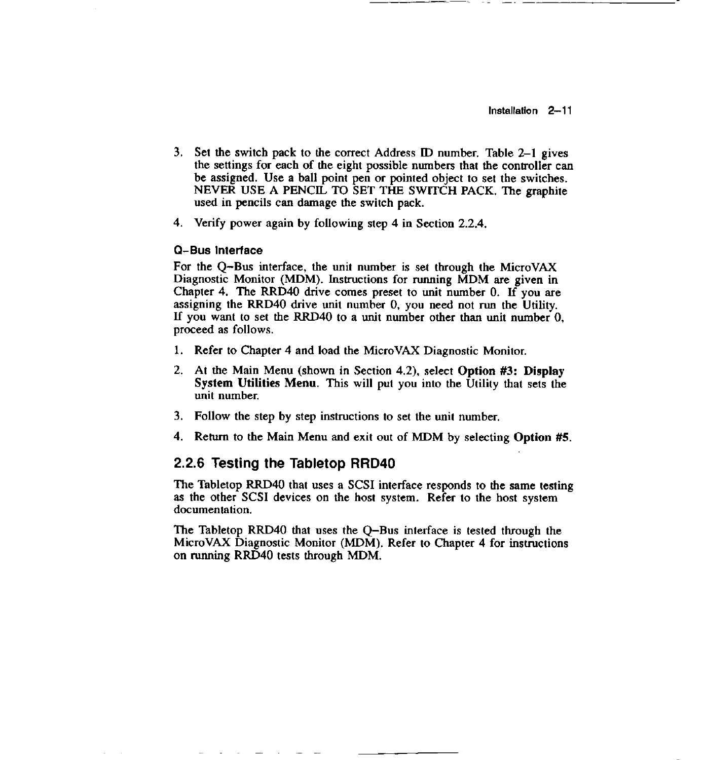3. Set the switch pack to the correct Address ID number. Table 2–1 gives the settings for each of the eight possible numbers that the controller can be assigned. Use a ball point pen or pointed object to set the switches. NEVER USE A PENCIL TO SET THE SWITCH PACK. The graphite used in pencils can damage the switch pack.
4. Verify power again by following step 4 in Section 2.2.4.

#### Q–Bus Interface

For the Q–Bus interface, the unit number is set through the MicroVAX Diagnostic Monitor (MDM). Instructions for running MDM are given in Chapter 4. The RRD40 drive comes preset to unit number 0. If you are assigning the RRD40 drive unit number 0, you need not run the Utility. If you want to set the RRD40 to a unit number other than unit number 0, proceed as follows.

1. Refer to Chapter 4 and load the MicroVAX Diagnostic Monitor.
2. At the Main Menu (shown in Section 4.2), select **Option #3: Display System Utilities Menu**. This will put you into the Utility that sets the unit number.
3. Follow the step by step instructions to set the unit number.
4. Return to the Main Menu and exit out of MDM by selecting **Option #5**.

### 2.2.6 Testing the Tabletop RRD40

The Tabletop RRD40 that uses a SCSI interface responds to the same testing as the other SCSI devices on the host system. Refer to the host system documentation.

The Tabletop RRD40 that uses the Q–Bus interface is tested through the MicroVAX Diagnostic Monitor (MDM). Refer to Chapter 4 for instructions on running RRD40 tests through MDM.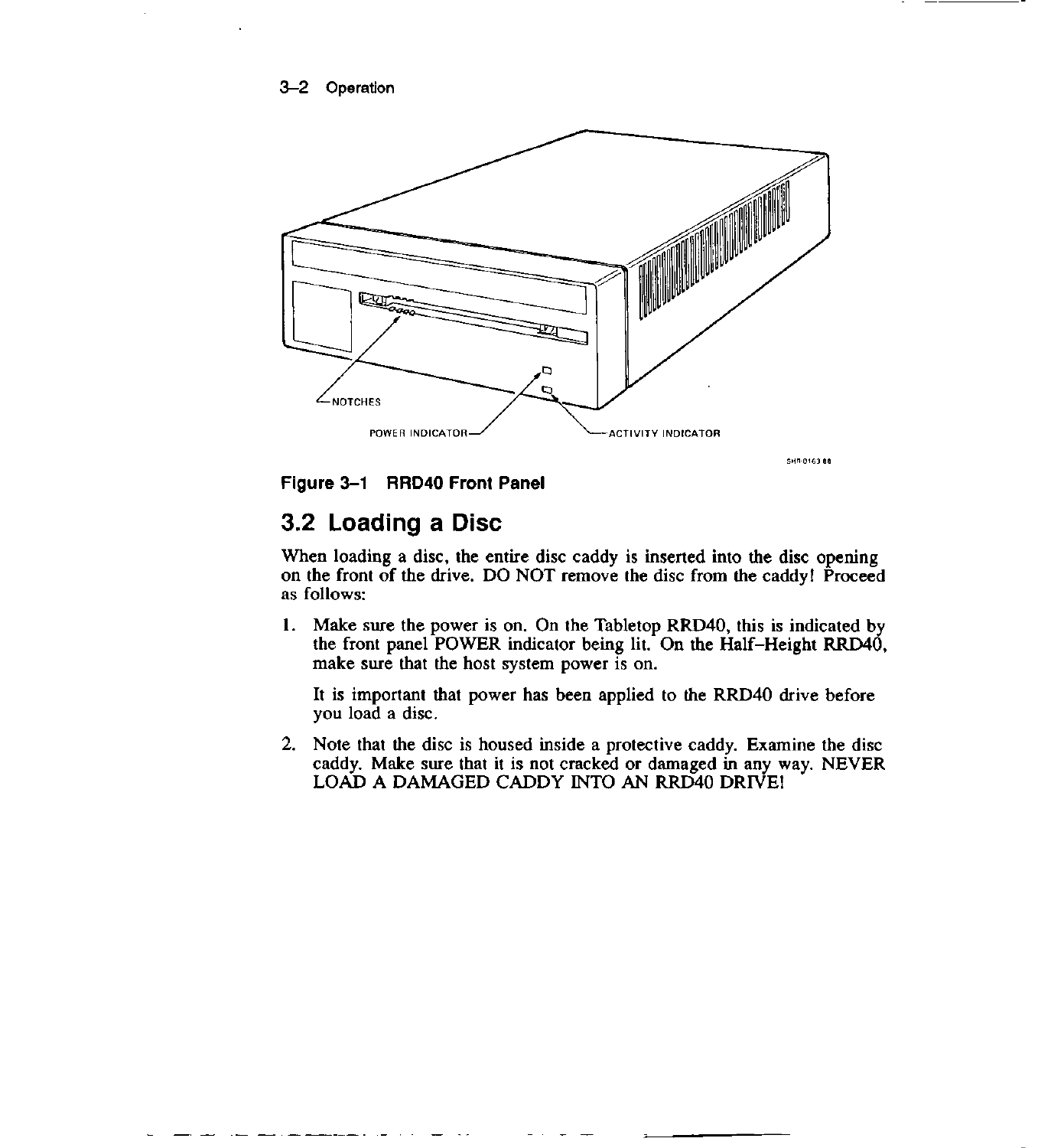Figure 3–1 RRD40 Front Panel

## 3.2 Loading a Disc

When loading a disc, the entire disc caddy is inserted into the disc opening on the front of the drive. DO NOT remove the disc from the caddy! Proceed as follows:

1. Make sure the power is on. On the Tabletop RRD40, this is indicated by the front panel POWER indicator being lit. On the Half–Height RRD40, make sure that the host system power is on.

   It is important that power has been applied to the RRD40 drive before you load a disc.

2. Note that the disc is housed inside a protective caddy. Examine the disc caddy. Make sure that it is not cracked or damaged in any way. NEVER LOAD A DAMAGED CADDY INTO AN RRD40 DRIVE!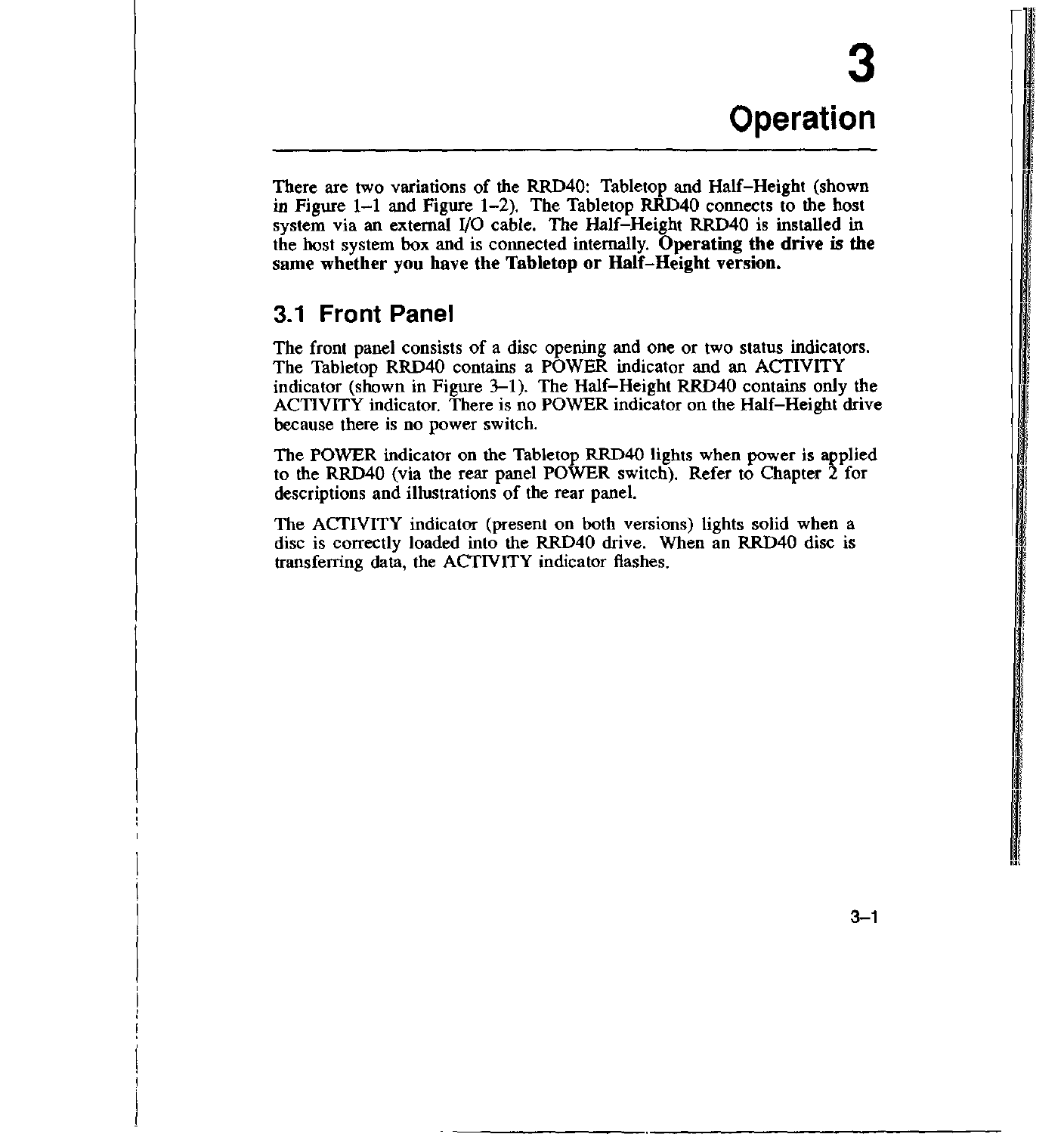# 3 Operation

There are two variations of the RRD40: Tabletop and Half–Height (shown in Figure 1–1 and Figure 1–2). The Tabletop RRD40 connects to the host system via an external I/O cable. The Half–Height RRD40 is installed in the host system box and is connected internally. **Operating the drive is the same whether you have the Tabletop or Half–Height version.**

## 3.1 Front Panel

The front panel consists of a disc opening and one or two status indicators. The Tabletop RRD40 contains a POWER indicator and an ACTIVITY indicator (shown in Figure 3–1). The Half–Height RRD40 contains only the ACTIVITY indicator. There is no POWER indicator on the Half–Height drive because there is no power switch.

The POWER indicator on the Tabletop RRD40 lights when power is applied to the RRD40 (via the rear panel POWER switch). Refer to Chapter 2 for descriptions and illustrations of the rear panel.

The ACTIVITY indicator (present on both versions) lights solid when a disc is correctly loaded into the RRD40 drive. When an RRD40 disc is transferring data, the ACTIVITY indicator flashes.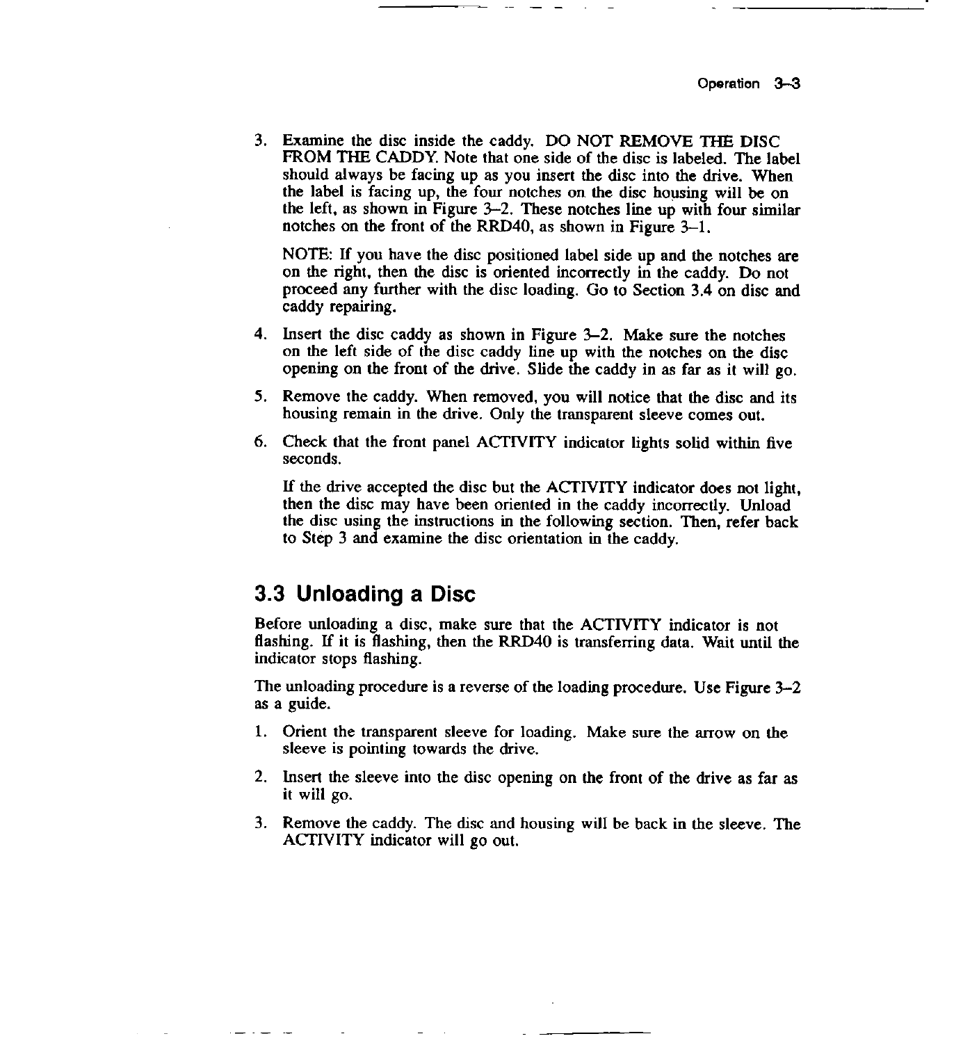3. Examine the disc inside the caddy. DO NOT REMOVE THE DISC FROM THE CADDY. Note that one side of the disc is labeled. The label should always be facing up as you insert the disc into the drive. When the label is facing up, the four notches on the disc housing will be on the left, as shown in Figure 3–2. These notches line up with four similar notches on the front of the RRD40, as shown in Figure 3–1.

   NOTE: If you have the disc positioned label side up and the notches are on the right, then the disc is oriented incorrectly in the caddy. Do not proceed any further with the disc loading. Go to Section 3.4 on disc and caddy repairing.

4. Insert the disc caddy as shown in Figure 3–2. Make sure the notches on the left side of the disc caddy line up with the notches on the disc opening on the front of the drive. Slide the caddy in as far as it will go.

5. Remove the caddy. When removed, you will notice that the disc and its housing remain in the drive. Only the transparent sleeve comes out.

6. Check that the front panel ACTIVITY indicator lights solid within five seconds.

   If the drive accepted the disc but the ACTIVITY indicator does not light, then the disc may have been oriented in the caddy incorrectly. Unload the disc using the instructions in the following section. Then, refer back to Step 3 and examine the disc orientation in the caddy.

## 3.3 Unloading a Disc

Before unloading a disc, make sure that the ACTIVITY indicator is not flashing. If it is flashing, then the RRD40 is transferring data. Wait until the indicator stops flashing.

The unloading procedure is a reverse of the loading procedure. Use Figure 3–2 as a guide.

1. Orient the transparent sleeve for loading. Make sure the arrow on the sleeve is pointing towards the drive.

2. Insert the sleeve into the disc opening on the front of the drive as far as it will go.

3. Remove the caddy. The disc and housing will be back in the sleeve. The ACTIVITY indicator will go out.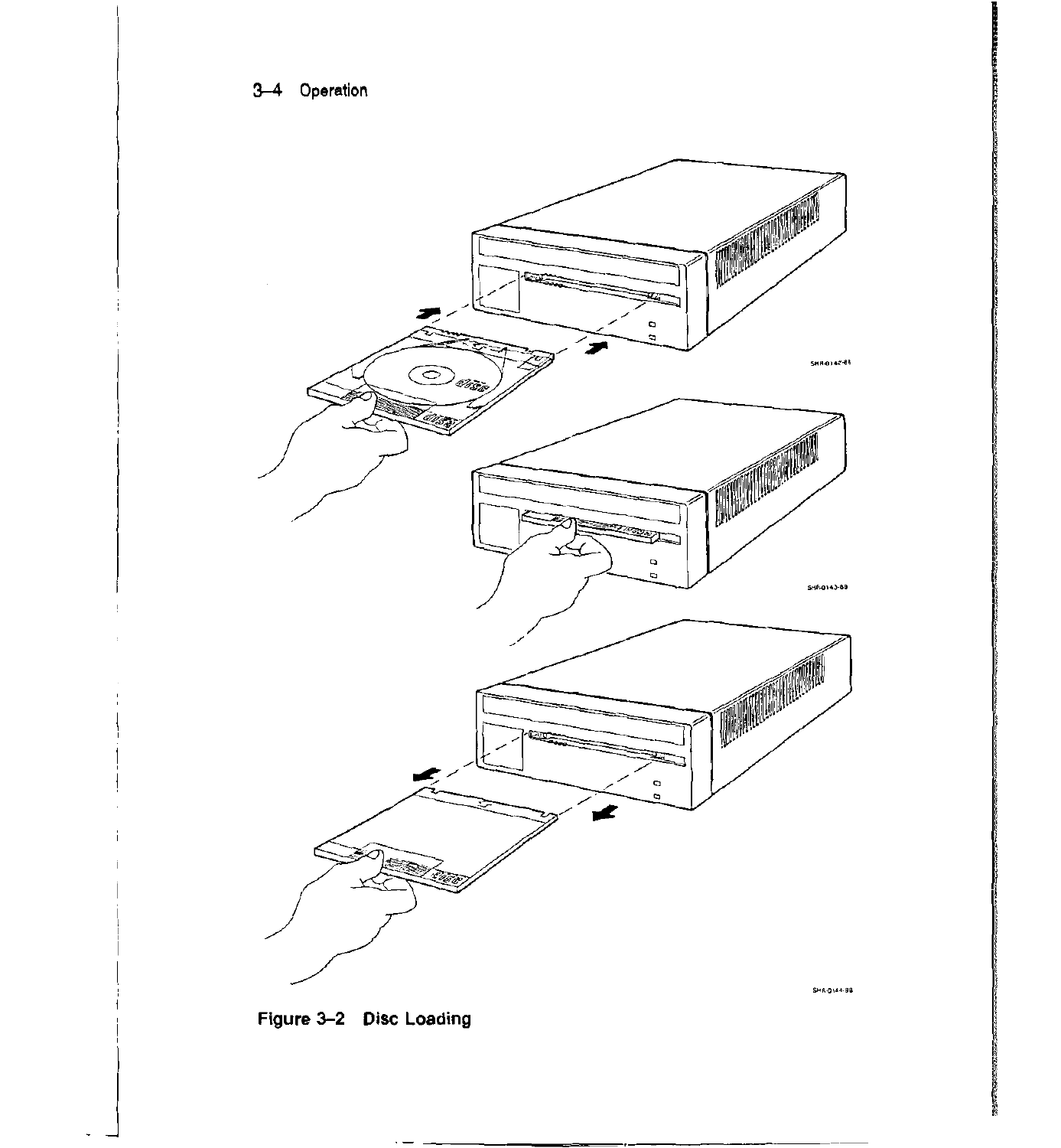Figure 3–2 Disc Loading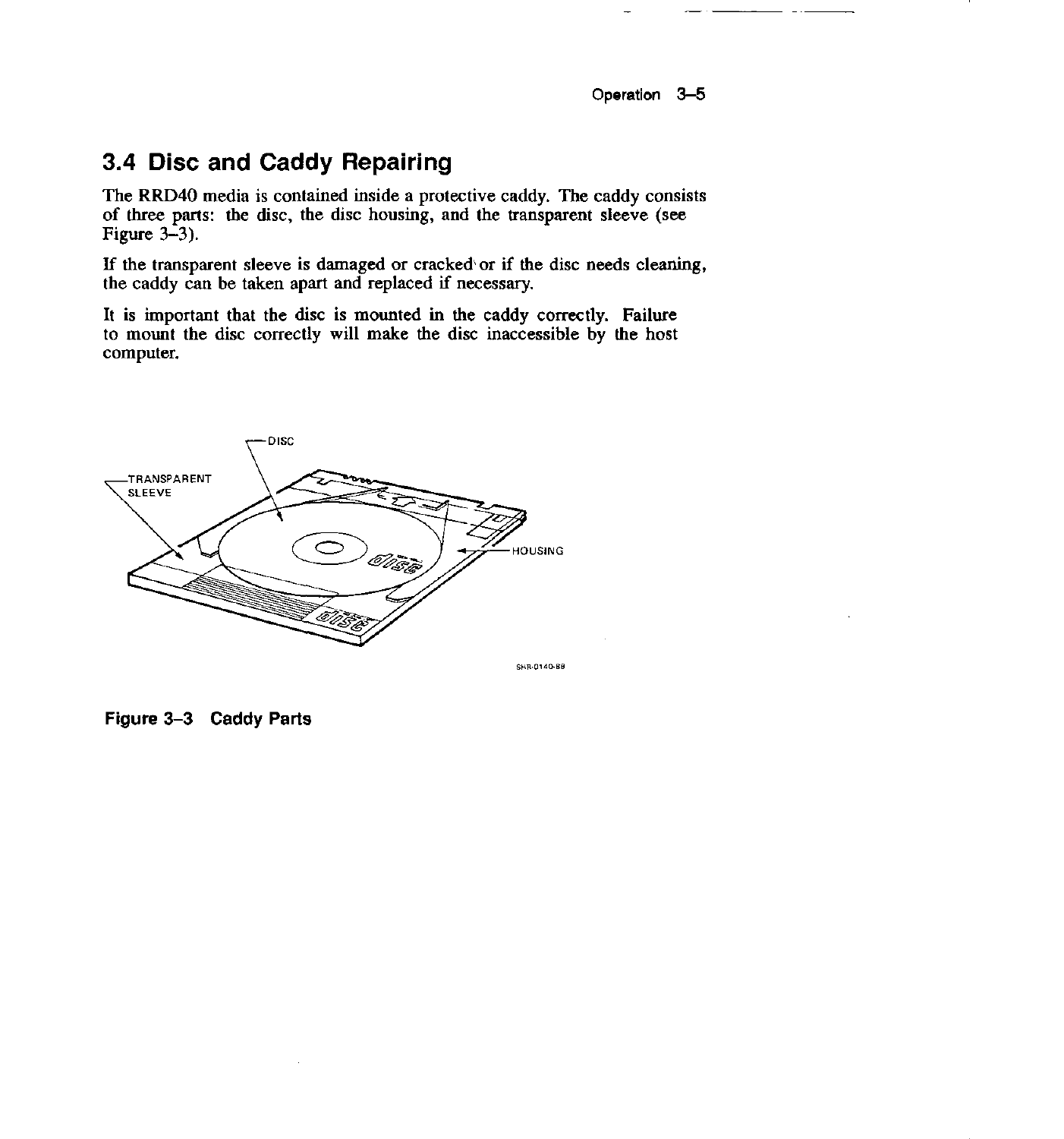## 3.4 Disc and Caddy Repairing

The RRD40 media is contained inside a protective caddy. The caddy consists of three parts: the disc, the disc housing, and the transparent sleeve (see Figure 3–3).

If the transparent sleeve is damaged or cracked or if the disc needs cleaning, the caddy can be taken apart and replaced if necessary.

It is important that the disc is mounted in the caddy correctly. Failure to mount the disc correctly will make the disc inaccessible by the host computer.

**Figure 3–3 Caddy Parts**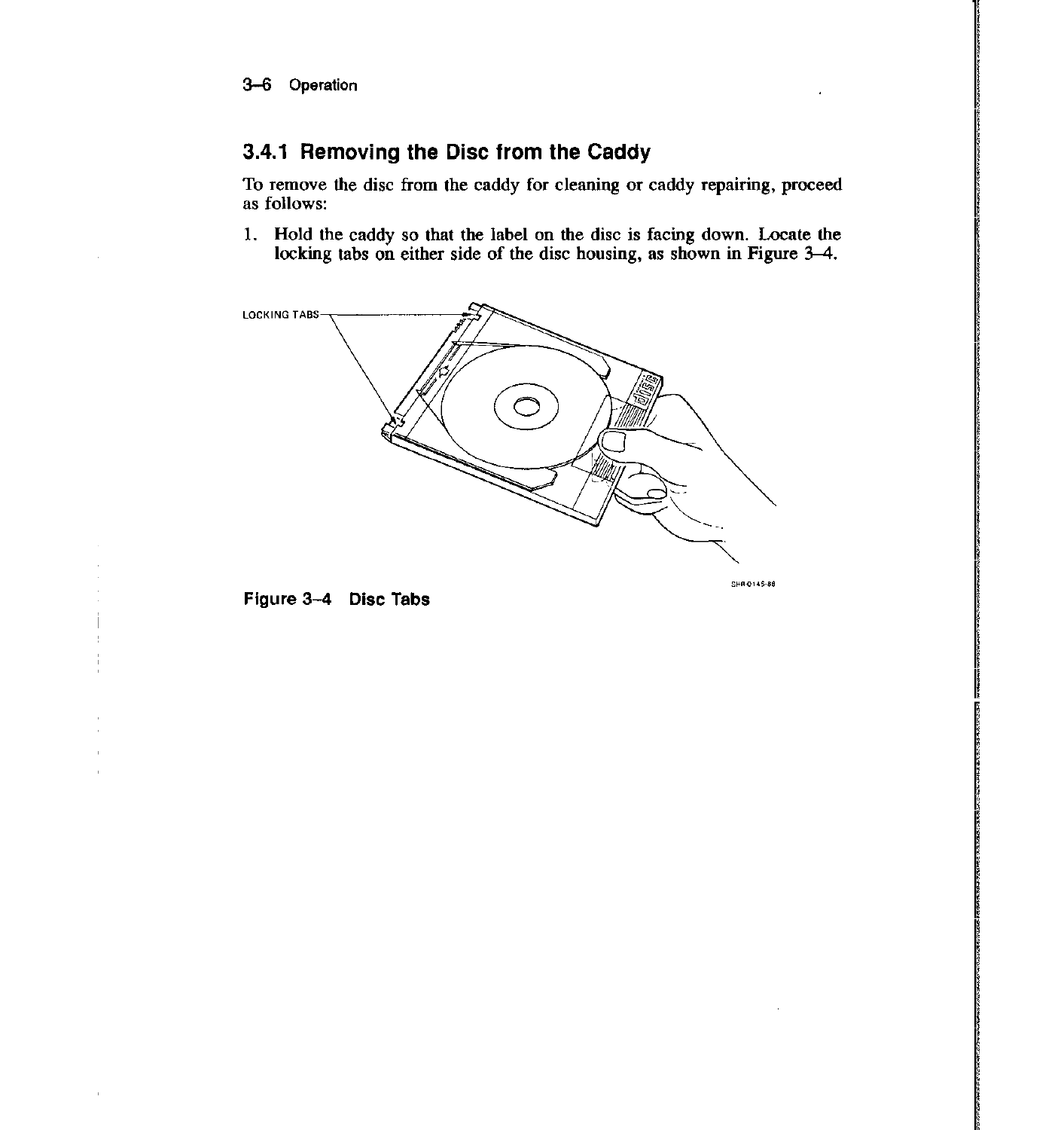## 3.4.1 Removing the Disc from the Caddy

To remove the disc from the caddy for cleaning or caddy repairing, proceed as follows:

1. Hold the caddy so that the label on the disc is facing down. Locate the locking tabs on either side of the disc housing, as shown in Figure 3–4.

**Figure 3–4 Disc Tabs**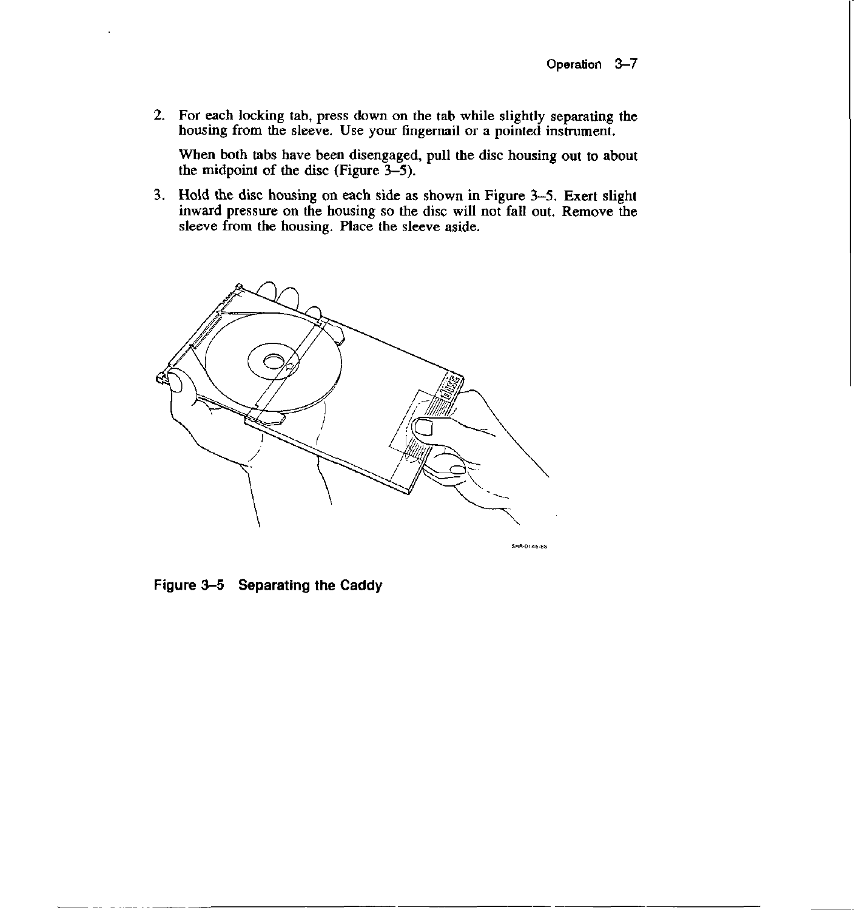2. For each locking tab, press down on the tab while slightly separating the housing from the sleeve. Use your fingernail or a pointed instrument.

   When both tabs have been disengaged, pull the disc housing out to about the midpoint of the disc (Figure 3–5).

3. Hold the disc housing on each side as shown in Figure 3–5. Exert slight inward pressure on the housing so the disc will not fall out. Remove the sleeve from the housing. Place the sleeve aside.

**Figure 3–5 Separating the Caddy**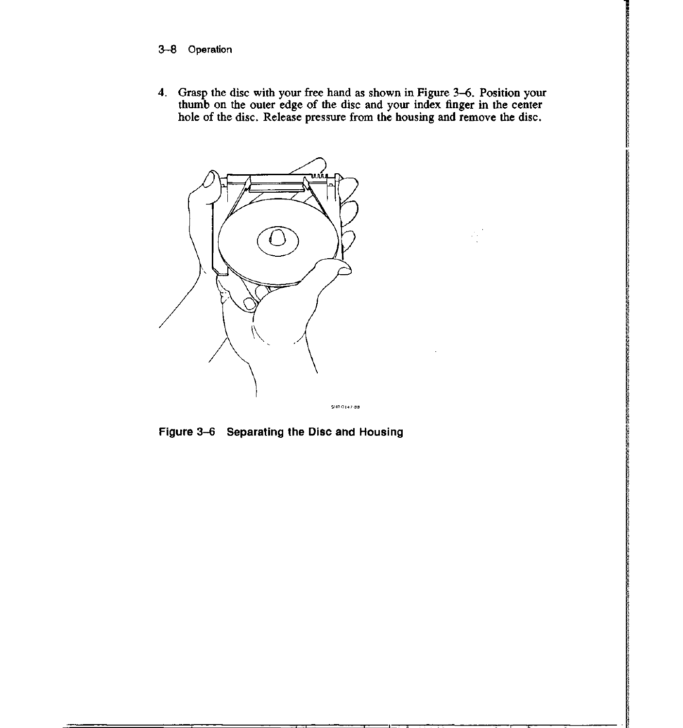4. Grasp the disc with your free hand as shown in Figure 3–6. Position your thumb on the outer edge of the disc and your index finger in the center hole of the disc. Release pressure from the housing and remove the disc.

SHR-0147-88

**Figure 3–6 Separating the Disc and Housing**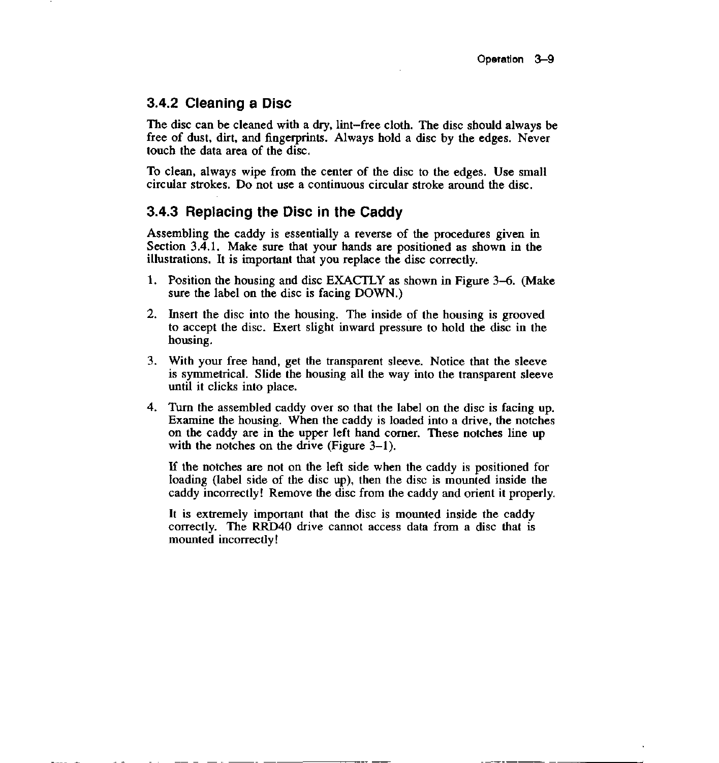### 3.4.2 Cleaning a Disc

The disc can be cleaned with a dry, lint–free cloth. The disc should always be free of dust, dirt, and fingerprints. Always hold a disc by the edges. Never touch the data area of the disc.

To clean, always wipe from the center of the disc to the edges. Use small circular strokes. Do not use a continuous circular stroke around the disc.

### 3.4.3 Replacing the Disc in the Caddy

Assembling the caddy is essentially a reverse of the procedures given in Section 3.4.1. Make sure that your hands are positioned as shown in the illustrations. It is important that you replace the disc correctly.

1. Position the housing and disc EXACTLY as shown in Figure 3–6. (Make sure the label on the disc is facing DOWN.)
2. Insert the disc into the housing. The inside of the housing is grooved to accept the disc. Exert slight inward pressure to hold the disc in the housing.
3. With your free hand, get the transparent sleeve. Notice that the sleeve is symmetrical. Slide the housing all the way into the transparent sleeve until it clicks into place.
4. Turn the assembled caddy over so that the label on the disc is facing up. Examine the housing. When the caddy is loaded into a drive, the notches on the caddy are in the upper left hand corner. These notches line up with the notches on the drive (Figure 3–1).

   If the notches are not on the left side when the caddy is positioned for loading (label side of the disc up), then the disc is mounted inside the caddy incorrectly! Remove the disc from the caddy and orient it properly.

   It is extremely important that the disc is mounted inside the caddy correctly. The RRD40 drive cannot access data from a disc that is mounted incorrectly!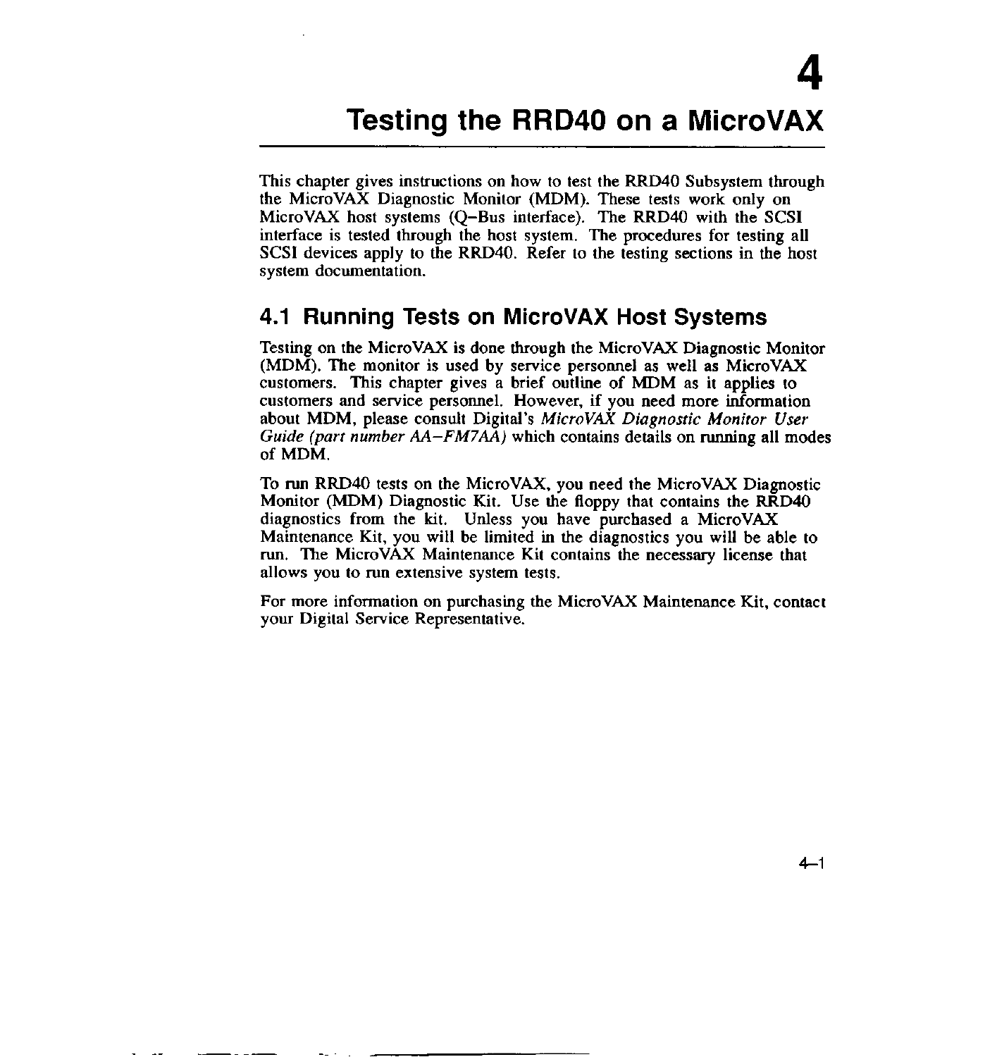# 4 Testing the RRD40 on a MicroVAX

This chapter gives instructions on how to test the RRD40 Subsystem through the MicroVAX Diagnostic Monitor (MDM). These tests work only on MicroVAX host systems (Q–Bus interface). The RRD40 with the SCSI interface is tested through the host system. The procedures for testing all SCSI devices apply to the RRD40. Refer to the testing sections in the host system documentation.

## 4.1 Running Tests on MicroVAX Host Systems

Testing on the MicroVAX is done through the MicroVAX Diagnostic Monitor (MDM). The monitor is used by service personnel as well as MicroVAX customers. This chapter gives a brief outline of MDM as it applies to customers and service personnel. However, if you need more information about MDM, please consult Digital's *MicroVAX Diagnostic Monitor User Guide (part number AA–FM7AA)* which contains details on running all modes of MDM.

To run RRD40 tests on the MicroVAX, you need the MicroVAX Diagnostic Monitor (MDM) Diagnostic Kit. Use the floppy that contains the RRD40 diagnostics from the kit. Unless you have purchased a MicroVAX Maintenance Kit, you will be limited in the diagnostics you will be able to run. The MicroVAX Maintenance Kit contains the necessary license that allows you to run extensive system tests.

For more information on purchasing the MicroVAX Maintenance Kit, contact your Digital Service Representative.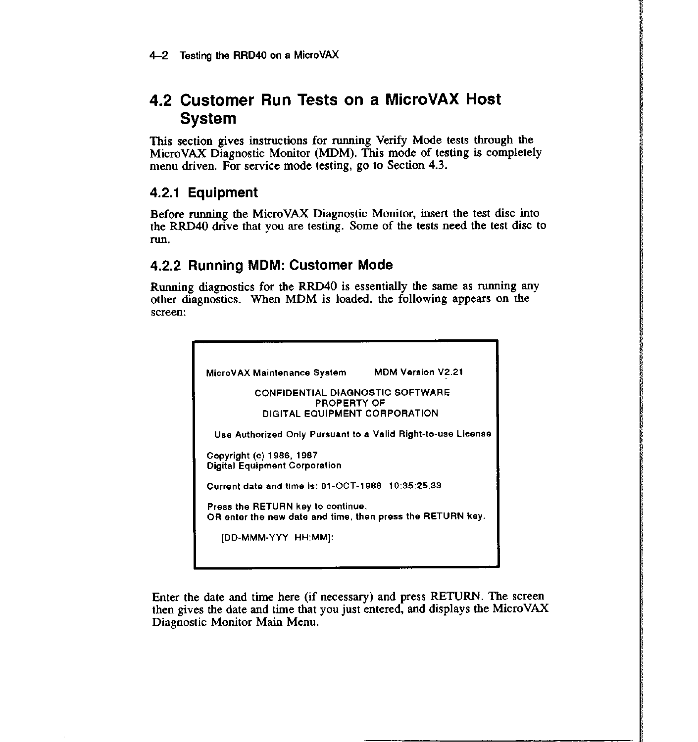## 4.2 Customer Run Tests on a MicroVAX Host System

This section gives instructions for running Verify Mode tests through the MicroVAX Diagnostic Monitor (MDM). This mode of testing is completely menu driven. For service mode testing, go to Section 4.3.

### 4.2.1 Equipment

Before running the MicroVAX Diagnostic Monitor, insert the test disc into the RRD40 drive that you are testing. Some of the tests need the test disc to run.

### 4.2.2 Running MDM: Customer Mode

Running diagnostics for the RRD40 is essentially the same as running any other diagnostics. When MDM is loaded, the following appears on the screen:

```
MicroVAX Maintenance System        MDM Version V2.21

           CONFIDENTIAL DIAGNOSTIC SOFTWARE
                     PROPERTY OF
             DIGITAL EQUIPMENT CORPORATION

  Use Authorized Only Pursuant to a Valid Right-to-use License

Copyright (c) 1986, 1987
Digital Equipment Corporation

Current date and time is: 01-OCT-1988  10:35:25.33

Press the RETURN key to continue,
OR enter the new date and time, then press the RETURN key.

   [DD-MMM-YYY  HH:MM]:
```

Enter the date and time here (if necessary) and press RETURN. The screen then gives the date and time that you just entered, and displays the MicroVAX Diagnostic Monitor Main Menu.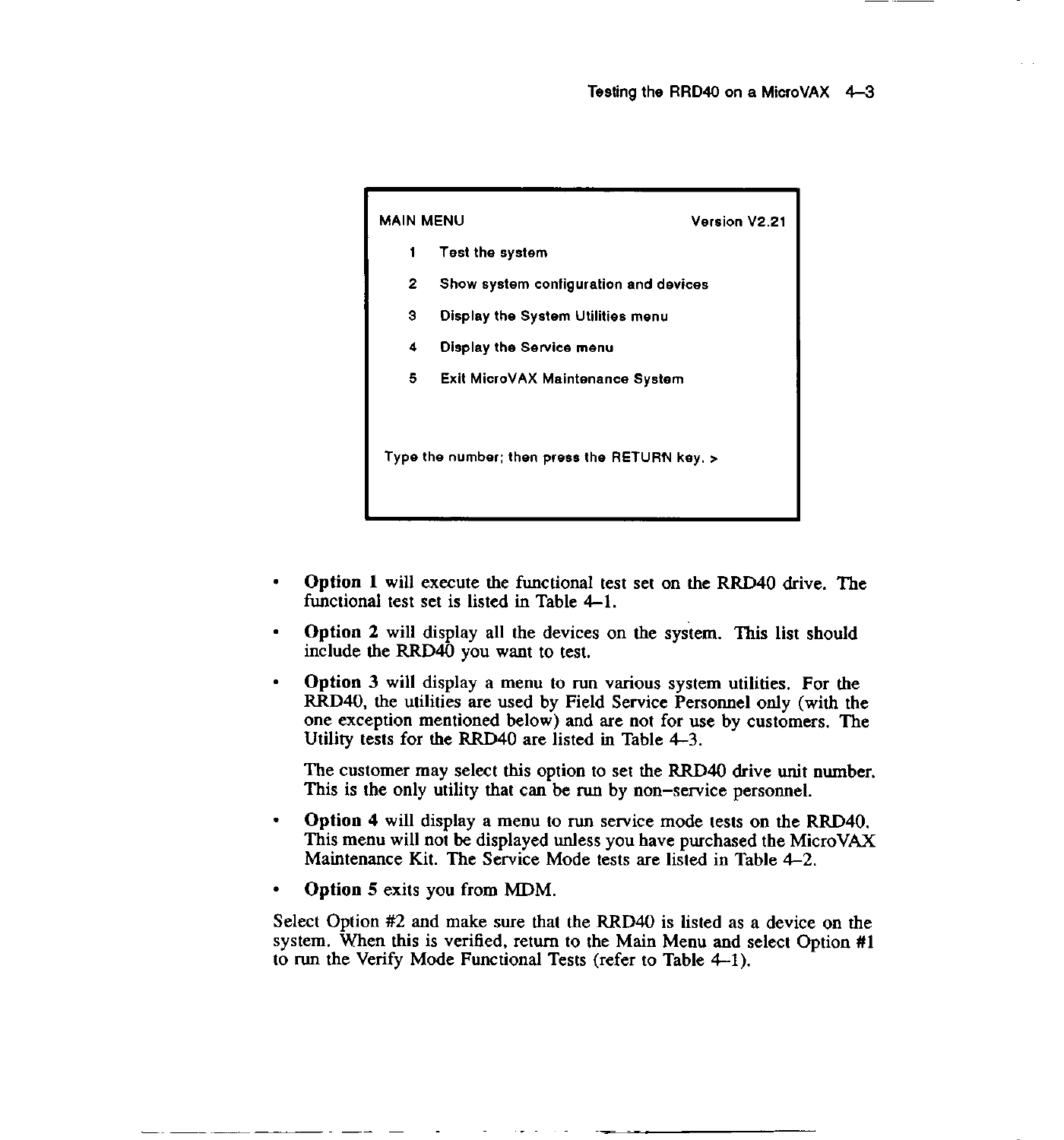```
MAIN MENU                                    Version V2.21

     1    Test the system

     2    Show system configuration and devices

     3    Display the System Utilities menu

     4    Display the Service menu

     5    Exit MicroVAX Maintenance System



 Type the number; then press the RETURN key. >
```

- **Option 1** will execute the functional test set on the RRD40 drive. The functional test set is listed in Table 4–1.
- **Option 2** will display all the devices on the system. This list should include the RRD40 you want to test.
- **Option 3** will display a menu to run various system utilities. For the RRD40, the utilities are used by Field Service Personnel only (with the one exception mentioned below) and are not for use by customers. The Utility tests for the RRD40 are listed in Table 4–3.

  The customer may select this option to set the RRD40 drive unit number. This is the only utility that can be run by non–service personnel.
- **Option 4** will display a menu to run service mode tests on the RRD40. This menu will not be displayed unless you have purchased the MicroVAX Maintenance Kit. The Service Mode tests are listed in Table 4–2.
- **Option 5** exits you from MDM.

Select Option #2 and make sure that the RRD40 is listed as a device on the system. When this is verified, return to the Main Menu and select Option #1 to run the Verify Mode Functional Tests (refer to Table 4–1).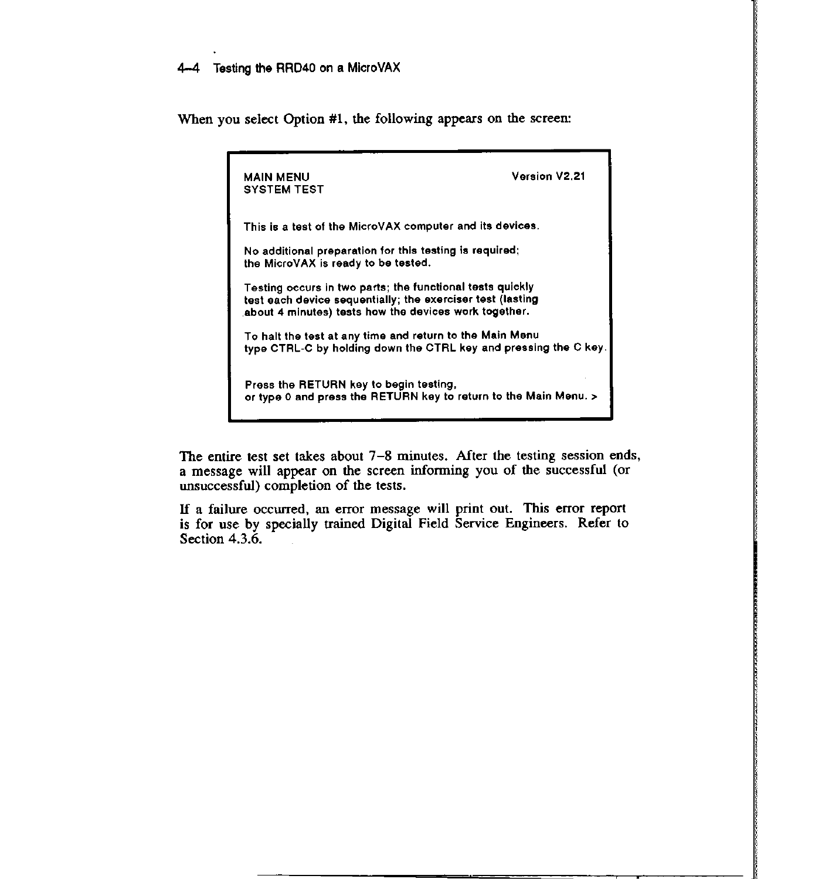When you select Option #1, the following appears on the screen:

```
MAIN MENU                                          Version V2.21
SYSTEM TEST

This is a test of the MicroVAX computer and its devices.

No additional preparation for this testing is required;
the MicroVAX is ready to be tested.

Testing occurs in two parts; the functional tests quickly
test each device sequentially; the exerciser test (lasting
about 4 minutes) tests how the devices work together.

To halt the test at any time and return to the Main Menu
type CTRL-C by holding down the CTRL key and pressing the C key.


Press the RETURN key to begin testing,
or type 0 and press the RETURN key to return to the Main Menu. >
```

The entire test set takes about 7–8 minutes. After the testing session ends, a message will appear on the screen informing you of the successful (or unsuccessful) completion of the tests.

If a failure occurred, an error message will print out. This error report is for use by specially trained Digital Field Service Engineers. Refer to Section 4.3.6.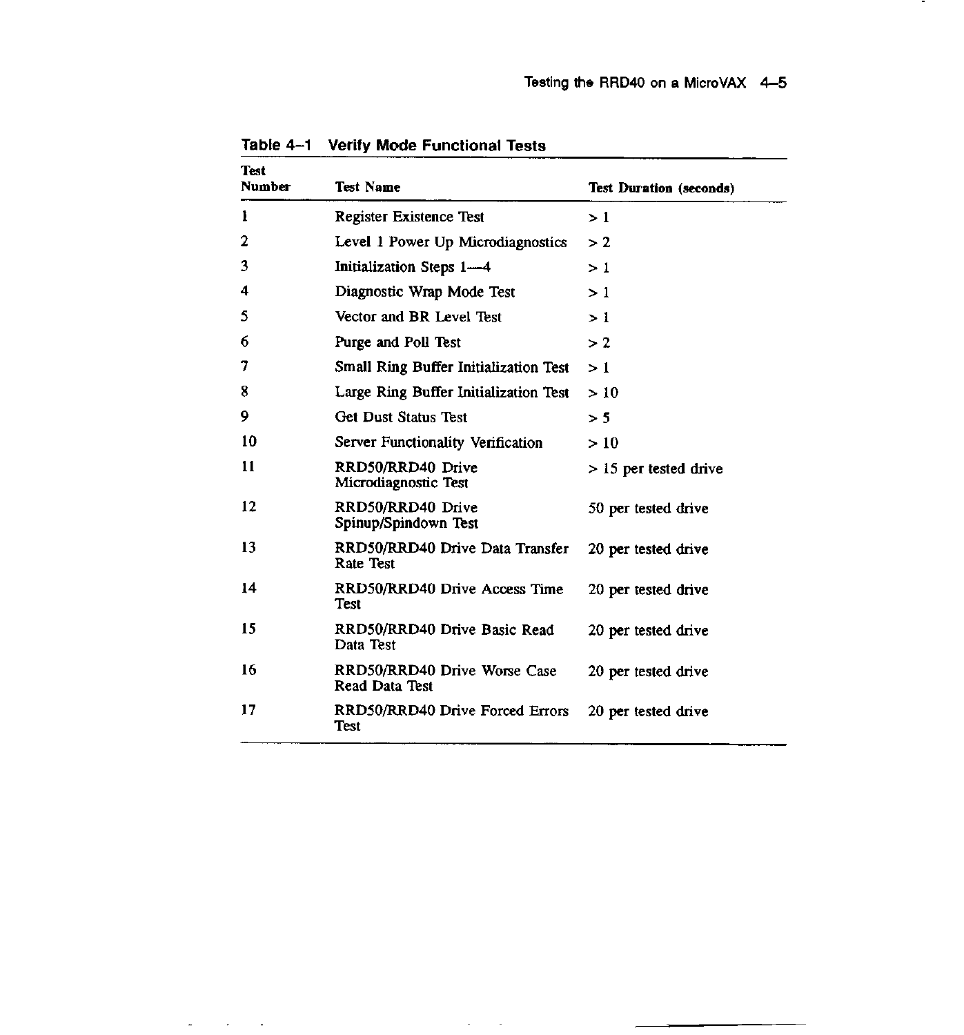**Table 4–1 Verify Mode Functional Tests**

| Test Number | Test Name | Test Duration (seconds) |
|---|---|---|
| 1 | Register Existence Test | > 1 |
| 2 | Level 1 Power Up Microdiagnostics | > 2 |
| 3 | Initialization Steps 1—4 | > 1 |
| 4 | Diagnostic Wrap Mode Test | > 1 |
| 5 | Vector and BR Level Test | > 1 |
| 6 | Purge and Poll Test | > 2 |
| 7 | Small Ring Buffer Initialization Test | > 1 |
| 8 | Large Ring Buffer Initialization Test | > 10 |
| 9 | Get Dust Status Test | > 5 |
| 10 | Server Functionality Verification | > 10 |
| 11 | RRD50/RRD40 Drive Microdiagnostic Test | > 15 per tested drive |
| 12 | RRD50/RRD40 Drive Spinup/Spindown Test | 50 per tested drive |
| 13 | RRD50/RRD40 Drive Data Transfer Rate Test | 20 per tested drive |
| 14 | RRD50/RRD40 Drive Access Time Test | 20 per tested drive |
| 15 | RRD50/RRD40 Drive Basic Read Data Test | 20 per tested drive |
| 16 | RRD50/RRD40 Drive Worse Case Read Data Test | 20 per tested drive |
| 17 | RRD50/RRD40 Drive Forced Errors Test | 20 per tested drive |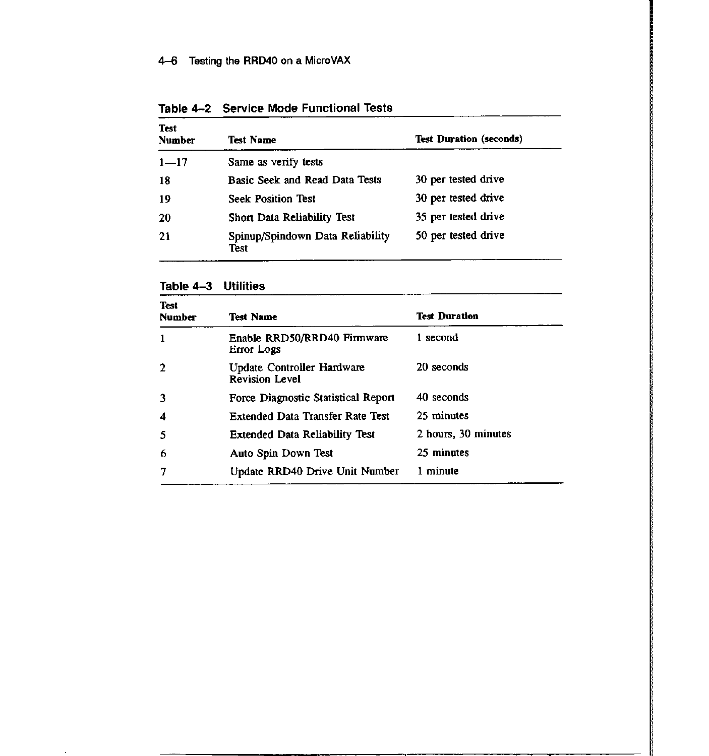**Table 4–2 Service Mode Functional Tests**

| Test Number | Test Name | Test Duration (seconds) |
|---|---|---|
| 1—17 | Same as verify tests | |
| 18 | Basic Seek and Read Data Tests | 30 per tested drive |
| 19 | Seek Position Test | 30 per tested drive |
| 20 | Short Data Reliability Test | 35 per tested drive |
| 21 | Spinup/Spindown Data Reliability Test | 50 per tested drive |

**Table 4–3 Utilities**

| Test Number | Test Name | Test Duration |
|---|---|---|
| 1 | Enable RRD50/RRD40 Firmware Error Logs | 1 second |
| 2 | Update Controller Hardware Revision Level | 20 seconds |
| 3 | Force Diagnostic Statistical Report | 40 seconds |
| 4 | Extended Data Transfer Rate Test | 25 minutes |
| 5 | Extended Data Reliability Test | 2 hours, 30 minutes |
| 6 | Auto Spin Down Test | 25 minutes |
| 7 | Update RRD40 Drive Unit Number | 1 minute |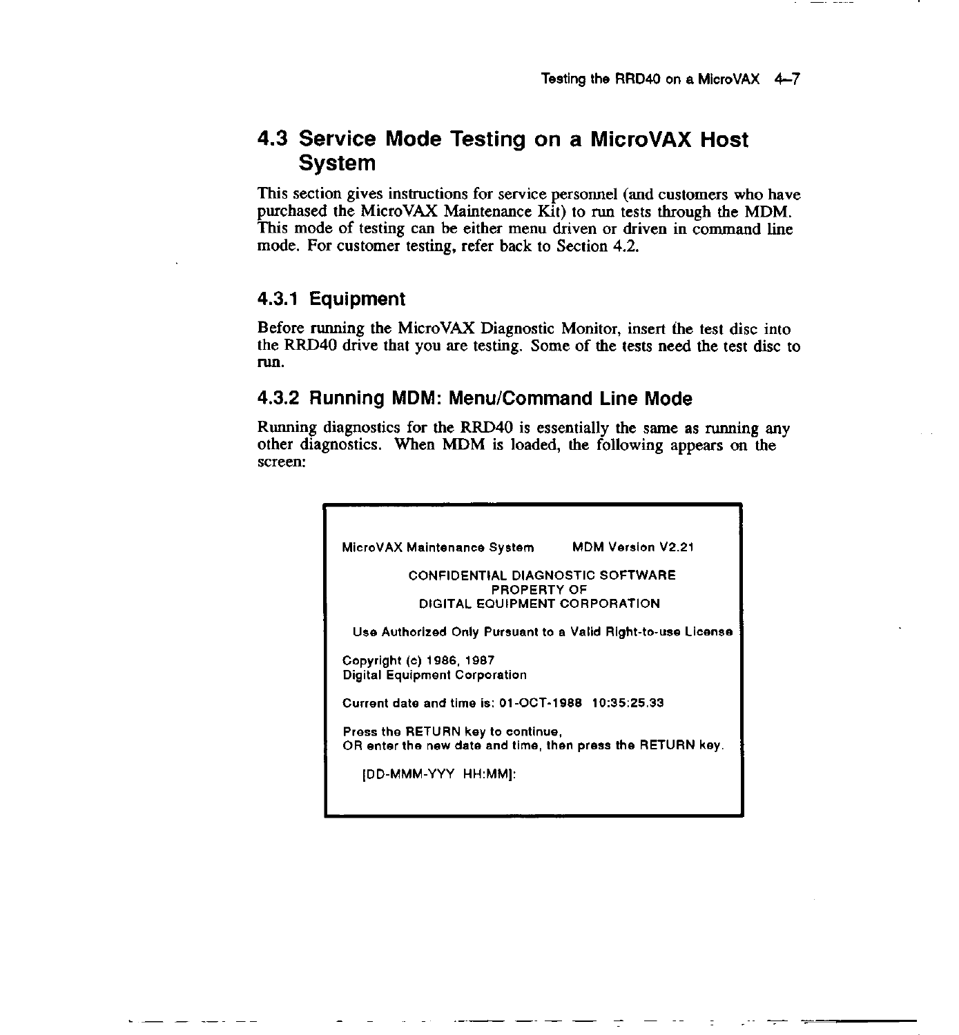## 4.3 Service Mode Testing on a MicroVAX Host System

This section gives instructions for service personnel (and customers who have purchased the MicroVAX Maintenance Kit) to run tests through the MDM. This mode of testing can be either menu driven or driven in command line mode. For customer testing, refer back to Section 4.2.

### 4.3.1 Equipment

Before running the MicroVAX Diagnostic Monitor, insert the test disc into the RRD40 drive that you are testing. Some of the tests need the test disc to run.

### 4.3.2 Running MDM: Menu/Command Line Mode

Running diagnostics for the RRD40 is essentially the same as running any other diagnostics. When MDM is loaded, the following appears on the screen:

```
MicroVAX Maintenance System        MDM Version V2.21

         CONFIDENTIAL DIAGNOSTIC SOFTWARE
                    PROPERTY OF
          DIGITAL EQUIPMENT CORPORATION

  Use Authorized Only Pursuant to a Valid Right-to-use License

Copyright (c) 1986, 1987
Digital Equipment Corporation

Current date and time is: 01-OCT-1988  10:35:25.33

Press the RETURN key to continue,
OR enter the new date and time, then press the RETURN key.

    [DD-MMM-YYY  HH:MM]:
```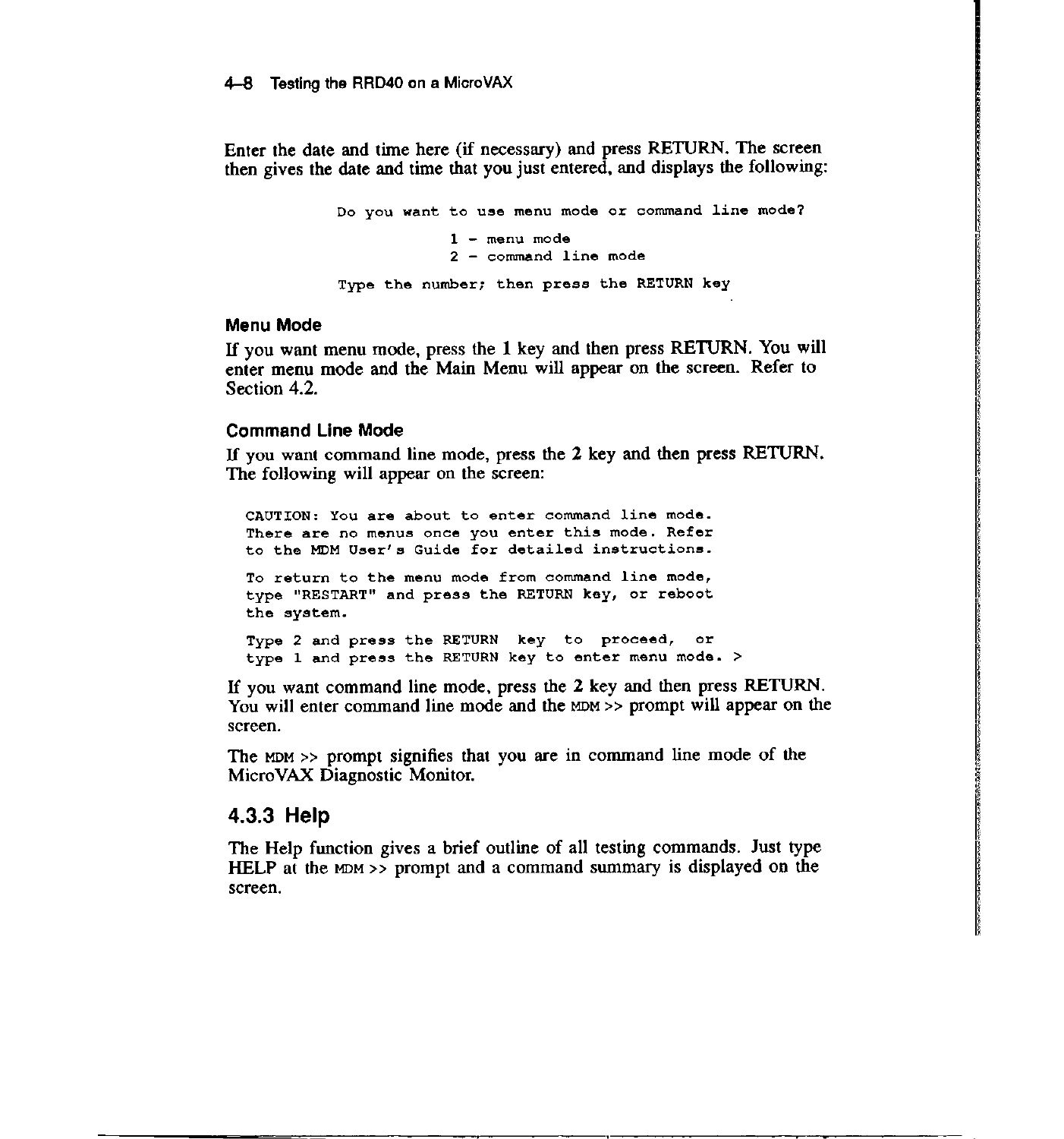Enter the date and time here (if necessary) and press RETURN. The screen then gives the date and time that you just entered, and displays the following:

```
Do you want to use menu mode or command line mode?

        1 - menu mode
        2 - command line mode

Type the number; then press the RETURN key
```

### Menu Mode

If you want menu mode, press the **1** key and then press RETURN. You will enter menu mode and the Main Menu will appear on the screen. Refer to Section 4.2.

### Command Line Mode

If you want command line mode, press the **2** key and then press RETURN. The following will appear on the screen:

```
CAUTION: You are about to enter command line mode.
There are no menus once you enter this mode. Refer
to the MDM User's Guide for detailed instructions.

To return to the menu mode from command line mode,
type "RESTART" and press the RETURN key, or reboot
the system.

Type 2 and press the RETURN  key  to  proceed,  or
type 1 and press the RETURN key to enter menu mode. >
```

If you want command line mode, press the **2** key and then press RETURN. You will enter command line mode and the MDM >> prompt will appear on the screen.

The MDM >> prompt signifies that you are in command line mode of the MicroVAX Diagnostic Monitor.

## 4.3.3 Help

The Help function gives a brief outline of all testing commands. Just type HELP at the MDM >> prompt and a command summary is displayed on the screen.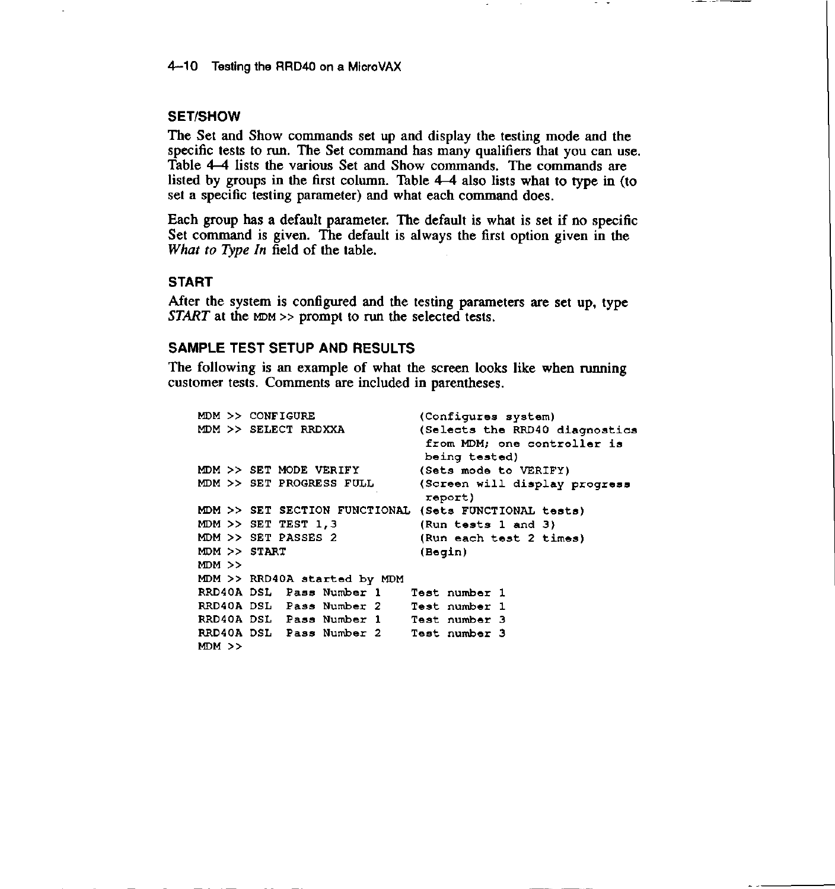## SET/SHOW

The Set and Show commands set up and display the testing mode and the specific tests to run. The Set command has many qualifiers that you can use. Table 4–4 lists the various Set and Show commands. The commands are listed by groups in the first column. Table 4–4 also lists what to type in (to set a specific testing parameter) and what each command does.

Each group has a default parameter. The default is what is set if no specific Set command is given. The default is always the first option given in the *What to Type In* field of the table.

## START

After the system is configured and the testing parameters are set up, type *START* at the MDM >> prompt to run the selected tests.

## SAMPLE TEST SETUP AND RESULTS

The following is an example of what the screen looks like when running customer tests. Comments are included in parentheses.

```
MDM >> CONFIGURE              (Configures system)
MDM >> SELECT RRDXXA          (Selects the RRD40 diagnostics
                               from MDM; one controller is
                               being tested)
MDM >> SET MODE VERIFY        (Sets mode to VERIFY)
MDM >> SET PROGRESS FULL      (Screen will display progress
                               report)
MDM >> SET SECTION FUNCTIONAL (Sets FUNCTIONAL tests)
MDM >> SET TEST 1,3           (Run tests 1 and 3)
MDM >> SET PASSES 2           (Run each test 2 times)
MDM >> START                  (Begin)
MDM >>
MDM >> RRD40A started by MDM
RRD40A DSL  Pass Number 1    Test number 1
RRD40A DSL  Pass Number 2    Test number 1
RRD40A DSL  Pass Number 1    Test number 3
RRD40A DSL  Pass Number 2    Test number 3
MDM >>
```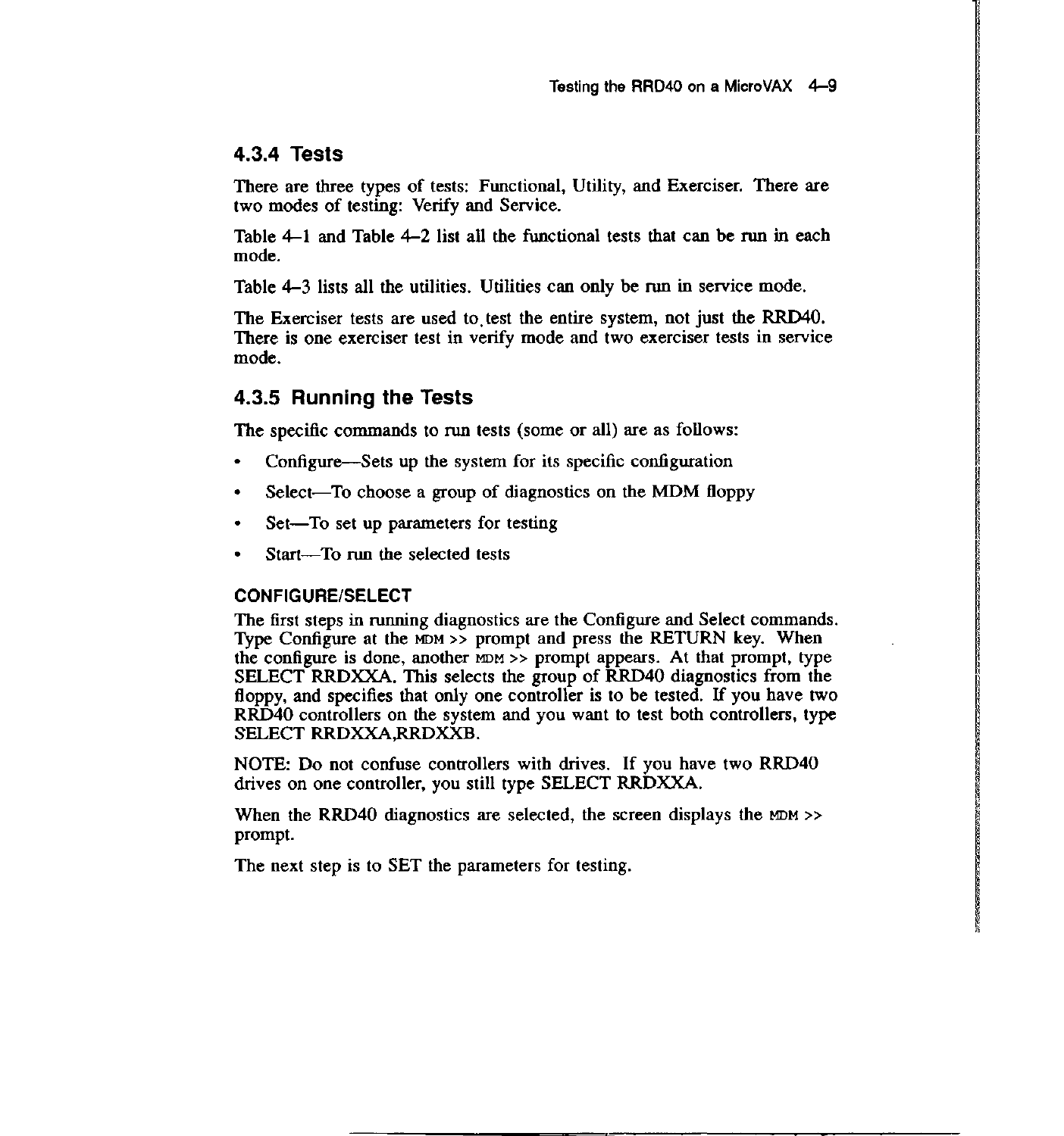### 4.3.4 Tests

There are three types of tests: Functional, Utility, and Exerciser. There are two modes of testing: Verify and Service.

Table 4–1 and Table 4–2 list all the functional tests that can be run in each mode.

Table 4–3 lists all the utilities. Utilities can only be run in service mode.

The Exerciser tests are used to test the entire system, not just the RRD40. There is one exerciser test in verify mode and two exerciser tests in service mode.

### 4.3.5 Running the Tests

The specific commands to run tests (some or all) are as follows:

- Configure—Sets up the system for its specific configuration
- Select—To choose a group of diagnostics on the MDM floppy
- Set—To set up parameters for testing
- Start—To run the selected tests

#### CONFIGURE/SELECT

The first steps in running diagnostics are the Configure and Select commands. Type Configure at the MDM >> prompt and press the RETURN key. When the configure is done, another MDM >> prompt appears. At that prompt, type SELECT RRDXXA. This selects the group of RRD40 diagnostics from the floppy, and specifies that only one controller is to be tested. If you have two RRD40 controllers on the system and you want to test both controllers, type SELECT RRDXXA,RRDXXB.

NOTE: Do not confuse controllers with drives. If you have two RRD40 drives on one controller, you still type SELECT RRDXXA.

When the RRD40 diagnostics are selected, the screen displays the MDM >> prompt.

The next step is to SET the parameters for testing.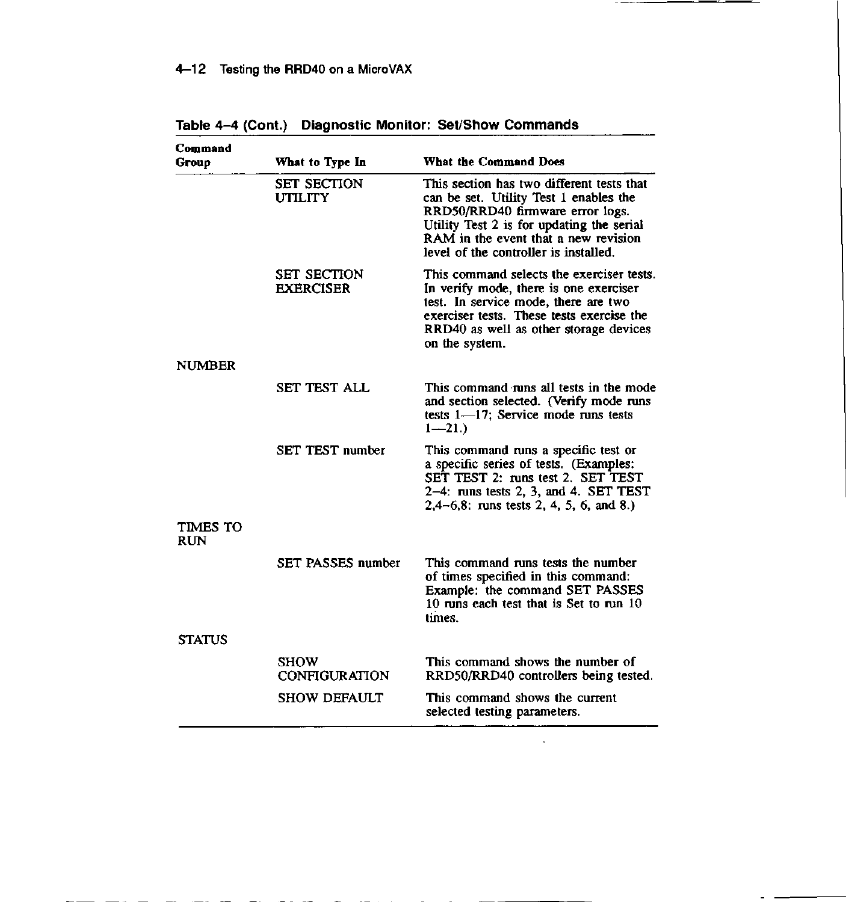**Table 4–4 (Cont.) Diagnostic Monitor: Set/Show Commands**

| Command Group | What to Type In | What the Command Does |
|---|---|---|
| | SET SECTION UTILITY | This section has two different tests that can be set. Utility Test 1 enables the RRD50/RRD40 firmware error logs. Utility Test 2 is for updating the serial RAM in the event that a new revision level of the controller is installed. |
| | SET SECTION EXERCISER | This command selects the exerciser tests. In verify mode, there is one exerciser test. In service mode, there are two exerciser tests. These tests exercise the RRD40 as well as other storage devices on the system. |
| NUMBER | | |
| | SET TEST ALL | This command runs all tests in the mode and section selected. (Verify mode runs tests 1—17; Service mode runs tests 1—21.) |
| | SET TEST number | This command runs a specific test or a specific series of tests. (Examples: SET TEST 2: runs test 2. SET TEST 2–4: runs tests 2, 3, and 4. SET TEST 2,4–6,8: runs tests 2, 4, 5, 6, and 8.) |
| TIMES TO RUN | | |
| | SET PASSES number | This command runs tests the number of times specified in this command: Example: the command SET PASSES 10 runs each test that is Set to run 10 times. |
| STATUS | | |
| | SHOW CONFIGURATION | This command shows the number of RRD50/RRD40 controllers being tested. |
| | SHOW DEFAULT | This command shows the current selected testing parameters. |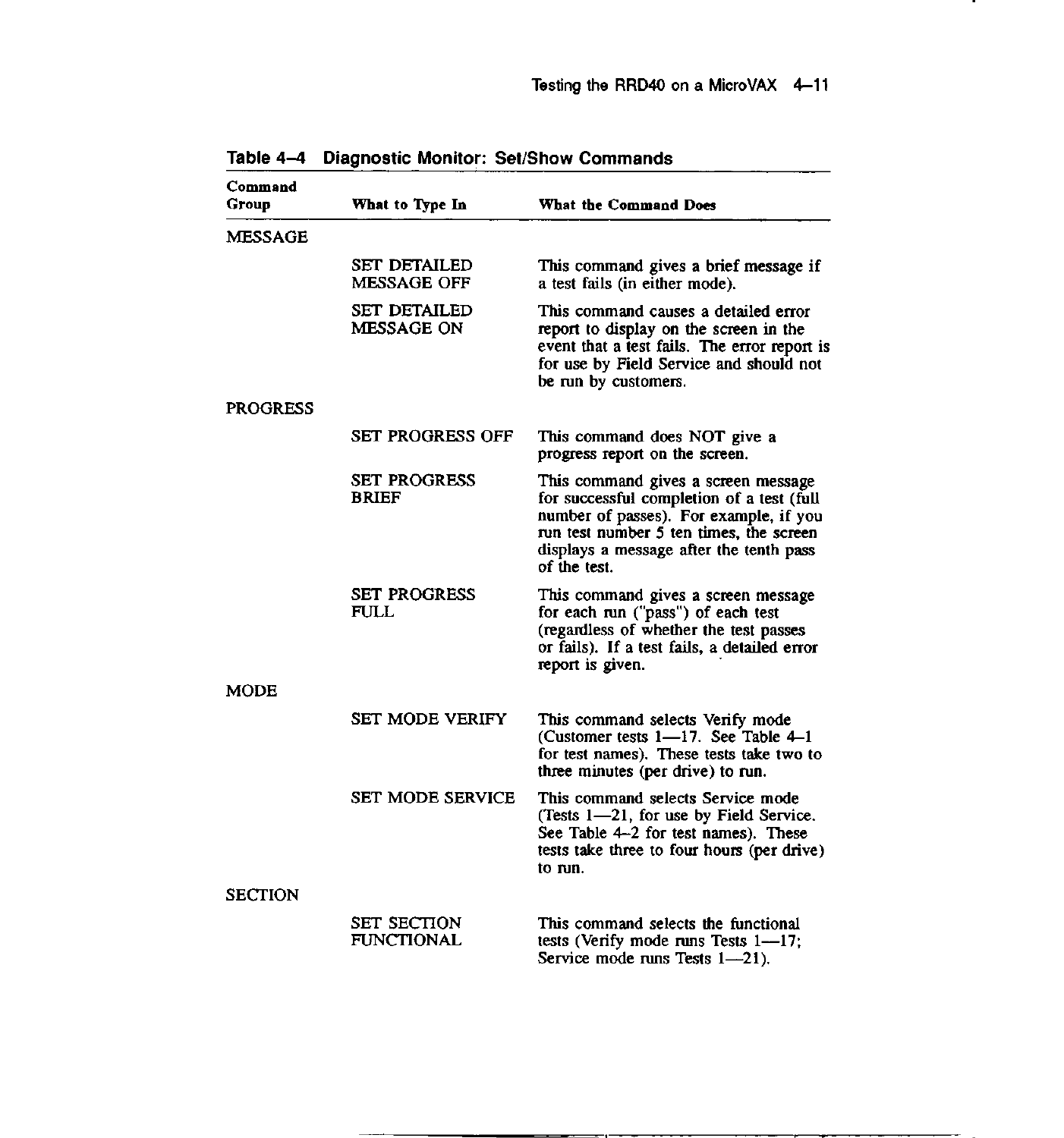**Table 4–4 Diagnostic Monitor: Set/Show Commands**

| Command Group | What to Type In | What the Command Does |
|---|---|---|
| MESSAGE | | |
| | SET DETAILED MESSAGE OFF | This command gives a brief message if a test fails (in either mode). |
| | SET DETAILED MESSAGE ON | This command causes a detailed error report to display on the screen in the event that a test fails. The error report is for use by Field Service and should not be run by customers. |
| PROGRESS | | |
| | SET PROGRESS OFF | This command does NOT give a progress report on the screen. |
| | SET PROGRESS BRIEF | This command gives a screen message for successful completion of a test (full number of passes). For example, if you run test number 5 ten times, the screen displays a message after the tenth pass of the test. |
| | SET PROGRESS FULL | This command gives a screen message for each run ("pass") of each test (regardless of whether the test passes or fails). If a test fails, a detailed error report is given. |
| MODE | | |
| | SET MODE VERIFY | This command selects Verify mode (Customer tests 1—17. See Table 4–1 for test names). These tests take two to three minutes (per drive) to run. |
| | SET MODE SERVICE | This command selects Service mode (Tests 1—21, for use by Field Service. See Table 4–2 for test names). These tests take three to four hours (per drive) to run. |
| SECTION | | |
| | SET SECTION FUNCTIONAL | This command selects the functional tests (Verify mode runs Tests 1—17; Service mode runs Tests 1—21). |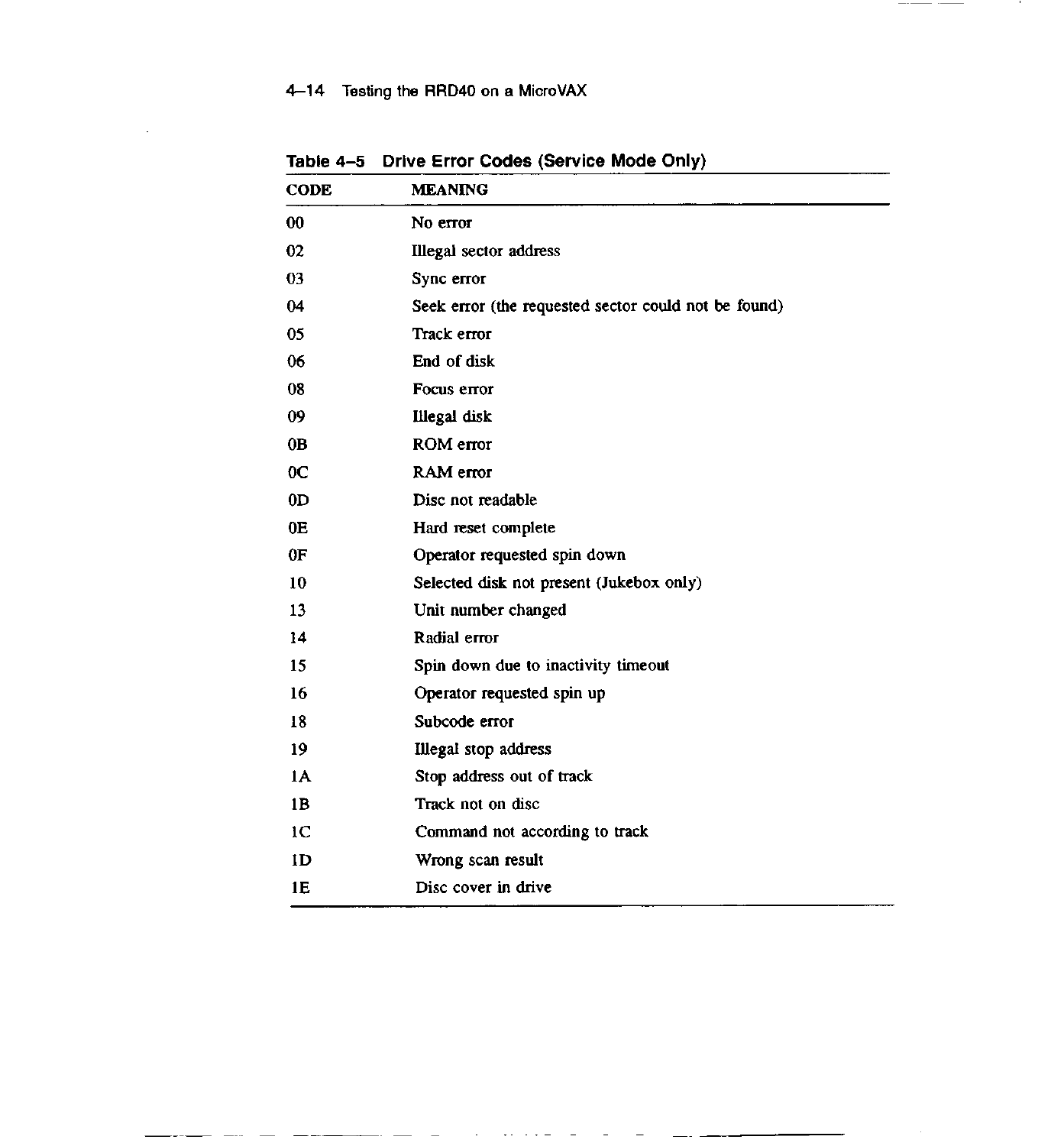**Table 4–5 Drive Error Codes (Service Mode Only)**

| CODE | MEANING |
|---|---|
| 00 | No error |
| 02 | Illegal sector address |
| 03 | Sync error |
| 04 | Seek error (the requested sector could not be found) |
| 05 | Track error |
| 06 | End of disk |
| 08 | Focus error |
| 09 | Illegal disk |
| 0B | ROM error |
| 0C | RAM error |
| 0D | Disc not readable |
| 0E | Hard reset complete |
| 0F | Operator requested spin down |
| 10 | Selected disk not present (Jukebox only) |
| 13 | Unit number changed |
| 14 | Radial error |
| 15 | Spin down due to inactivity timeout |
| 16 | Operator requested spin up |
| 18 | Subcode error |
| 19 | Illegal stop address |
| 1A | Stop address out of track |
| 1B | Track not on disc |
| 1C | Command not according to track |
| 1D | Wrong scan result |
| 1E | Disc cover in drive |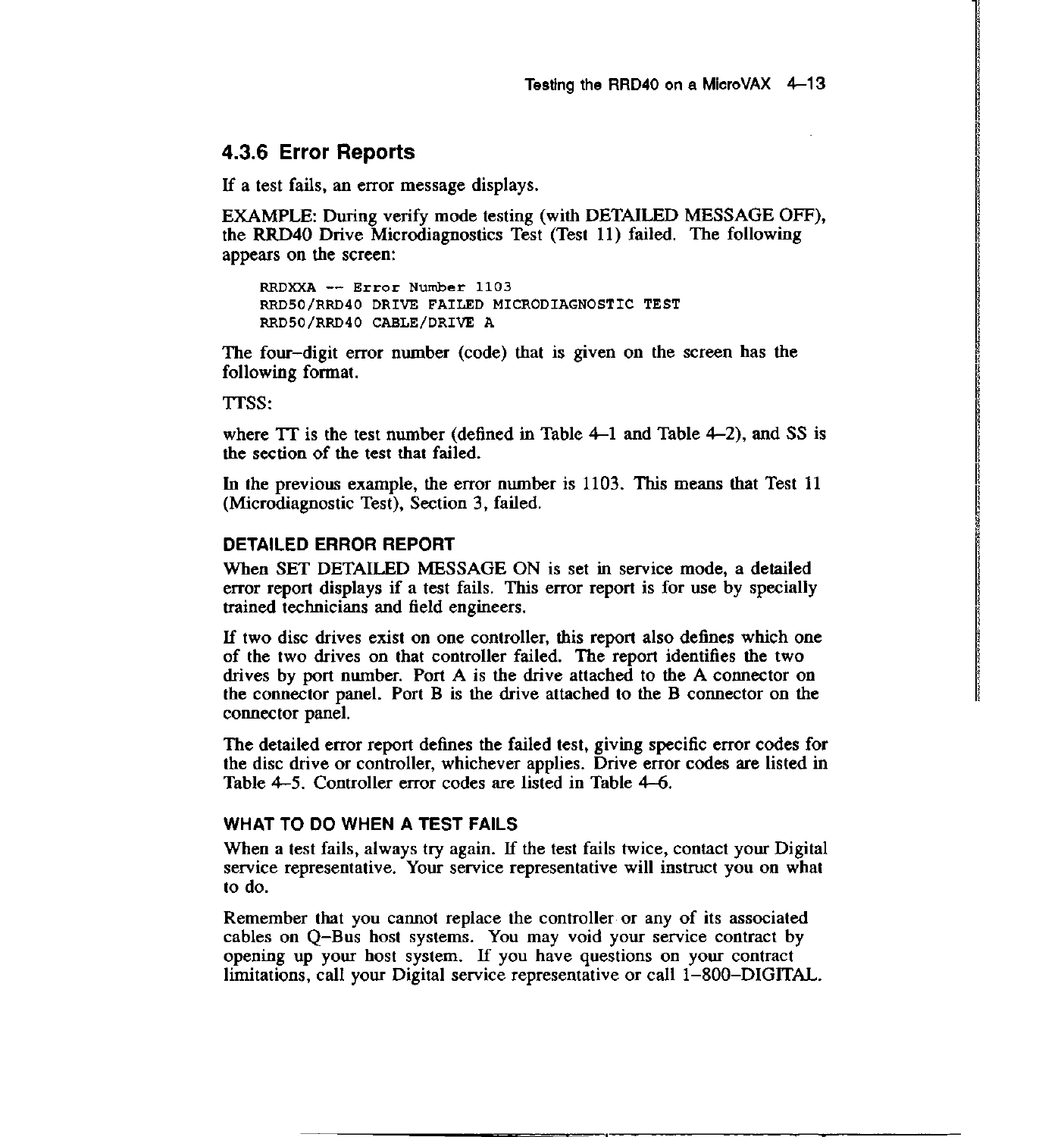### 4.3.6 Error Reports

If a test fails, an error message displays.

EXAMPLE: During verify mode testing (with DETAILED MESSAGE OFF), the RRD40 Drive Microdiagnostics Test (Test 11) failed. The following appears on the screen:

```
RRDXXA -- Error Number 1103
RRD50/RRD40 DRIVE FAILED MICRODIAGNOSTIC TEST
RRD50/RRD40 CABLE/DRIVE A
```

The four–digit error number (code) that is given on the screen has the following format.

TTSS:

where TT is the test number (defined in Table 4–1 and Table 4–2), and SS is the section of the test that failed.

In the previous example, the error number is 1103. This means that Test 11 (Microdiagnostic Test), Section 3, failed.

#### DETAILED ERROR REPORT

When SET DETAILED MESSAGE ON is set in service mode, a detailed error report displays if a test fails. This error report is for use by specially trained technicians and field engineers.

If two disc drives exist on one controller, this report also defines which one of the two drives on that controller failed. The report identifies the two drives by port number. Port A is the drive attached to the A connector on the connector panel. Port B is the drive attached to the B connector on the connector panel.

The detailed error report defines the failed test, giving specific error codes for the disc drive or controller, whichever applies. Drive error codes are listed in Table 4–5. Controller error codes are listed in Table 4–6.

#### WHAT TO DO WHEN A TEST FAILS

When a test fails, always try again. If the test fails twice, contact your Digital service representative. Your service representative will instruct you on what to do.

Remember that you cannot replace the controller or any of its associated cables on Q–Bus host systems. You may void your service contract by opening up your host system. If you have questions on your contract limitations, call your Digital service representative or call 1–800–DIGITAL.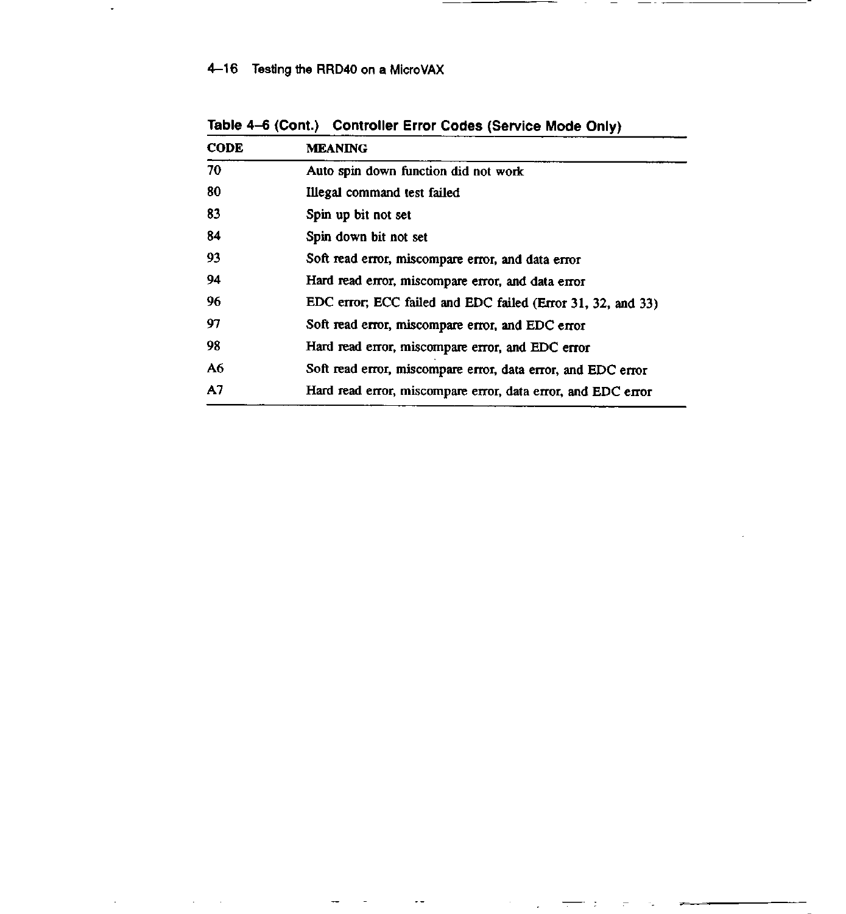**Table 4–6 (Cont.) Controller Error Codes (Service Mode Only)**

| CODE | MEANING |
|---|---|
| 70 | Auto spin down function did not work |
| 80 | Illegal command test failed |
| 83 | Spin up bit not set |
| 84 | Spin down bit not set |
| 93 | Soft read error, miscompare error, and data error |
| 94 | Hard read error, miscompare error, and data error |
| 96 | EDC error; ECC failed and EDC failed (Error 31, 32, and 33) |
| 97 | Soft read error, miscompare error, and EDC error |
| 98 | Hard read error, miscompare error, and EDC error |
| A6 | Soft read error, miscompare error, data error, and EDC error |
| A7 | Hard read error, miscompare error, data error, and EDC error |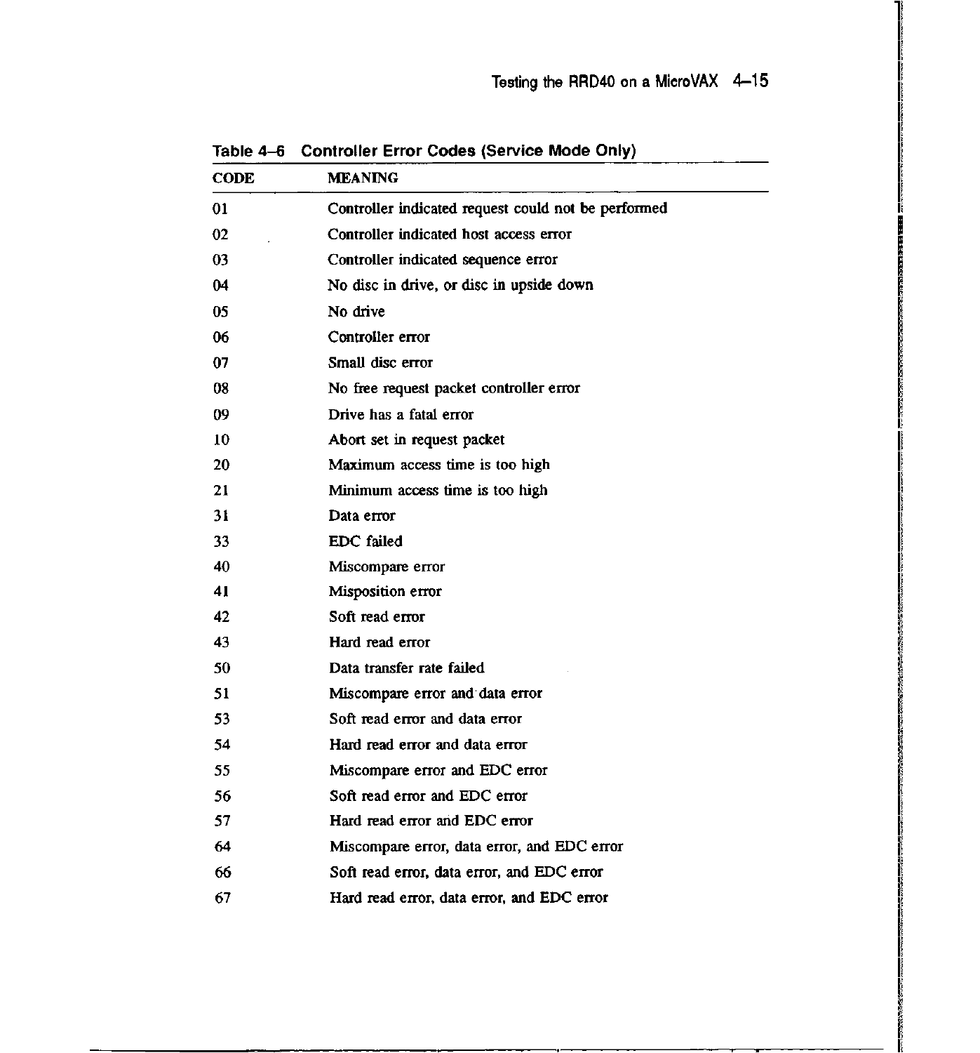**Table 4–6 Controller Error Codes (Service Mode Only)**

| CODE | MEANING |
|---|---|
| 01 | Controller indicated request could not be performed |
| 02 | Controller indicated host access error |
| 03 | Controller indicated sequence error |
| 04 | No disc in drive, or disc in upside down |
| 05 | No drive |
| 06 | Controller error |
| 07 | Small disc error |
| 08 | No free request packet controller error |
| 09 | Drive has a fatal error |
| 10 | Abort set in request packet |
| 20 | Maximum access time is too high |
| 21 | Minimum access time is too high |
| 31 | Data error |
| 33 | EDC failed |
| 40 | Miscompare error |
| 41 | Misposition error |
| 42 | Soft read error |
| 43 | Hard read error |
| 50 | Data transfer rate failed |
| 51 | Miscompare error and data error |
| 53 | Soft read error and data error |
| 54 | Hard read error and data error |
| 55 | Miscompare error and EDC error |
| 56 | Soft read error and EDC error |
| 57 | Hard read error and EDC error |
| 64 | Miscompare error, data error, and EDC error |
| 66 | Soft read error, data error, and EDC error |
| 67 | Hard read error, data error, and EDC error |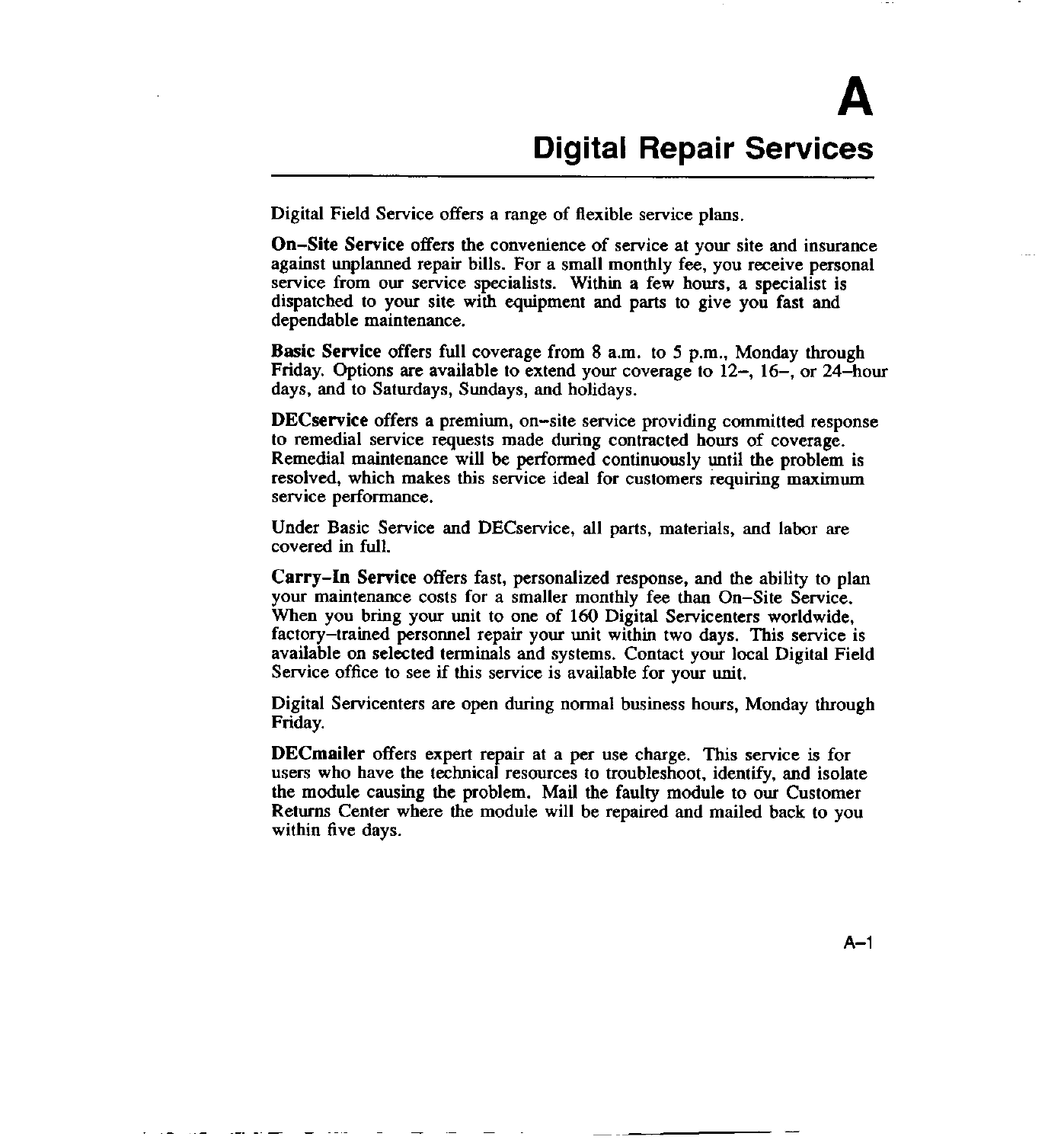# A
# Digital Repair Services

Digital Field Service offers a range of flexible service plans.

**On–Site Service** offers the convenience of service at your site and insurance against unplanned repair bills. For a small monthly fee, you receive personal service from our service specialists. Within a few hours, a specialist is dispatched to your site with equipment and parts to give you fast and dependable maintenance.

**Basic Service** offers full coverage from 8 a.m. to 5 p.m., Monday through Friday. Options are available to extend your coverage to 12–, 16–, or 24–hour days, and to Saturdays, Sundays, and holidays.

**DECservice** offers a premium, on–site service providing committed response to remedial service requests made during contracted hours of coverage. Remedial maintenance will be performed continuously until the problem is resolved, which makes this service ideal for customers requiring maximum service performance.

Under Basic Service and DECservice, all parts, materials, and labor are covered in full.

**Carry–In Service** offers fast, personalized response, and the ability to plan your maintenance costs for a smaller monthly fee than On–Site Service. When you bring your unit to one of 160 Digital Servicenters worldwide, factory–trained personnel repair your unit within two days. This service is available on selected terminals and systems. Contact your local Digital Field Service office to see if this service is available for your unit.

Digital Servicenters are open during normal business hours, Monday through Friday.

**DECmailer** offers expert repair at a per use charge. This service is for users who have the technical resources to troubleshoot, identify, and isolate the module causing the problem. Mail the faulty module to our Customer Returns Center where the module will be repaired and mailed back to you within five days.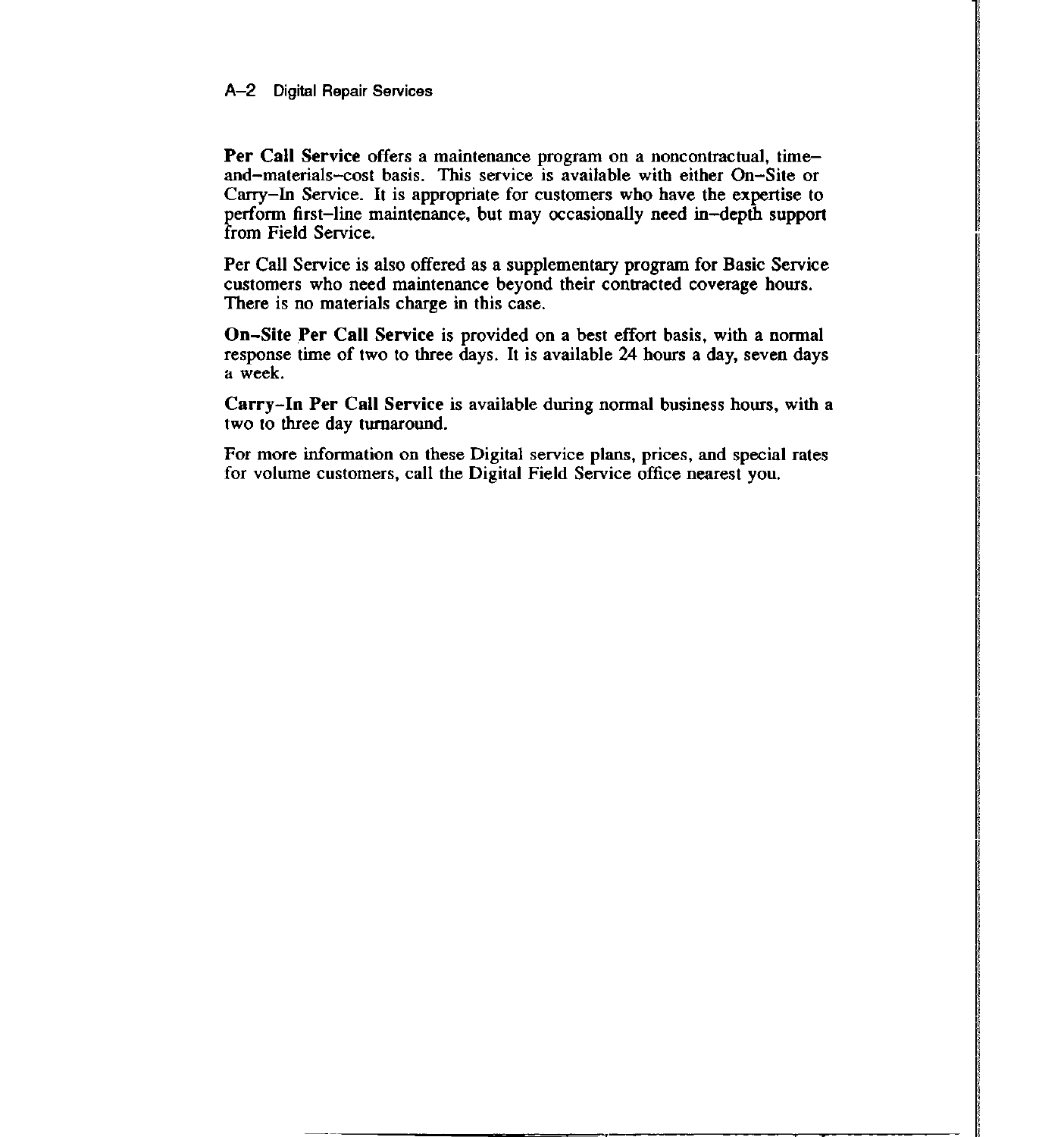**Per Call Service** offers a maintenance program on a noncontractual, time–and–materials–cost basis. This service is available with either On–Site or Carry–In Service. It is appropriate for customers who have the expertise to perform first–line maintenance, but may occasionally need in–depth support from Field Service.

Per Call Service is also offered as a supplementary program for Basic Service customers who need maintenance beyond their contracted coverage hours. There is no materials charge in this case.

**On–Site Per Call Service** is provided on a best effort basis, with a normal response time of two to three days. It is available 24 hours a day, seven days a week.

**Carry–In Per Call Service** is available during normal business hours, with a two to three day turnaround.

For more information on these Digital service plans, prices, and special rates for volume customers, call the Digital Field Service office nearest you.